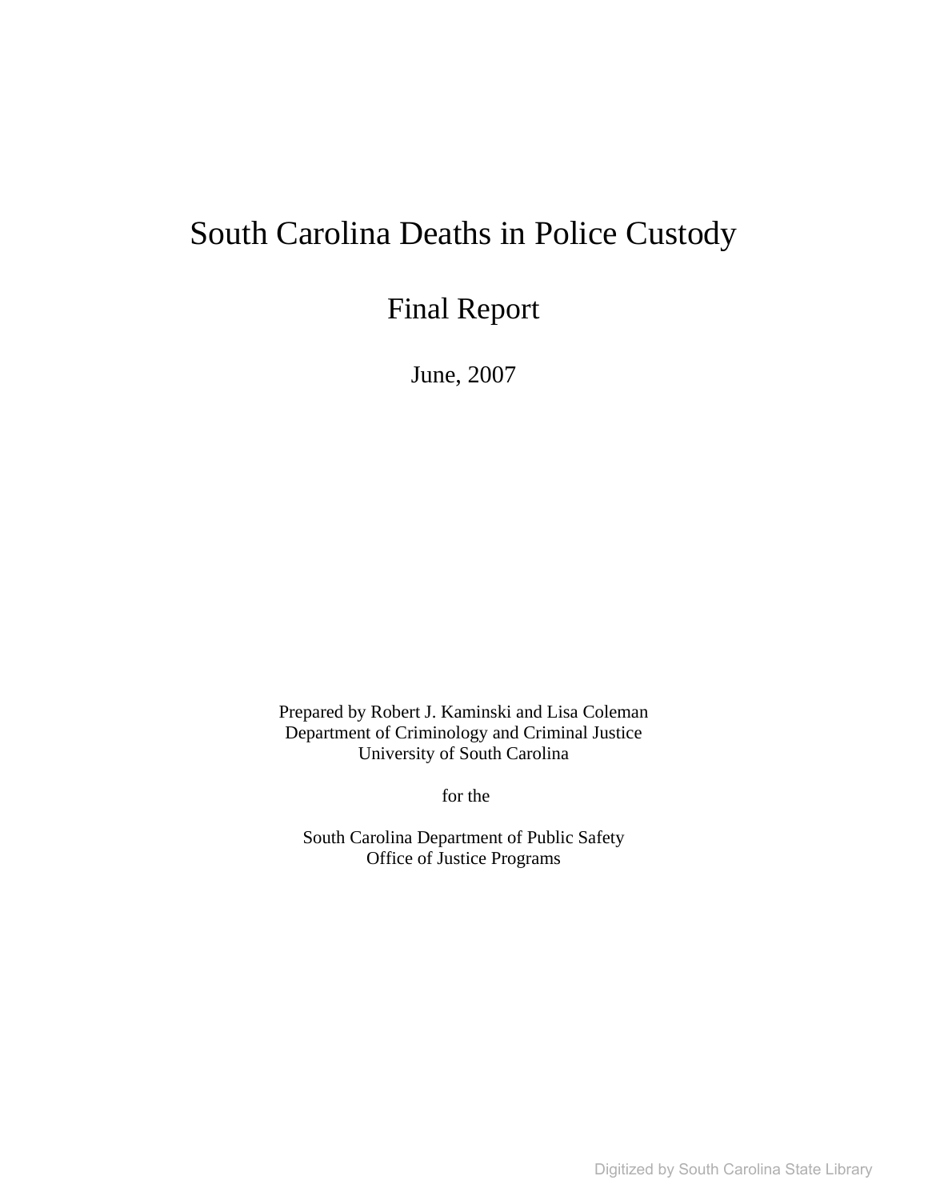# South Carolina Deaths in Police Custody

## Final Report

June, 2007

Prepared by Robert J. Kaminski and Lisa Coleman
Department of Criminology and Criminal Justice
University of South Carolina

for the

South Carolina Department of Public Safety
Office of Justice Programs

Digitized by South Carolina State Library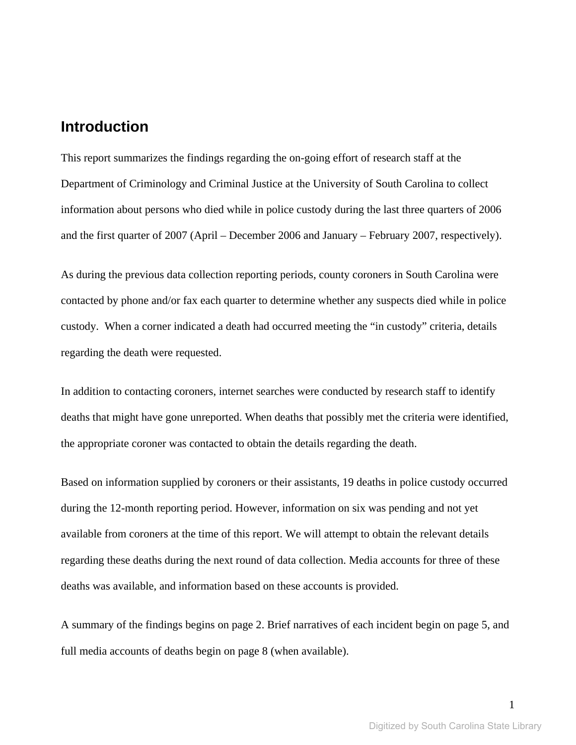# Introduction

This report summarizes the findings regarding the on-going effort of research staff at the Department of Criminology and Criminal Justice at the University of South Carolina to collect information about persons who died while in police custody during the last three quarters of 2006 and the first quarter of 2007 (April – December 2006 and January – February 2007, respectively).

As during the previous data collection reporting periods, county coroners in South Carolina were contacted by phone and/or fax each quarter to determine whether any suspects died while in police custody. When a corner indicated a death had occurred meeting the "in custody" criteria, details regarding the death were requested.

In addition to contacting coroners, internet searches were conducted by research staff to identify deaths that might have gone unreported. When deaths that possibly met the criteria were identified, the appropriate coroner was contacted to obtain the details regarding the death.

Based on information supplied by coroners or their assistants, 19 deaths in police custody occurred during the 12-month reporting period. However, information on six was pending and not yet available from coroners at the time of this report. We will attempt to obtain the relevant details regarding these deaths during the next round of data collection. Media accounts for three of these deaths was available, and information based on these accounts is provided.

A summary of the findings begins on page 2. Brief narratives of each incident begin on page 5, and full media accounts of deaths begin on page 8 (when available).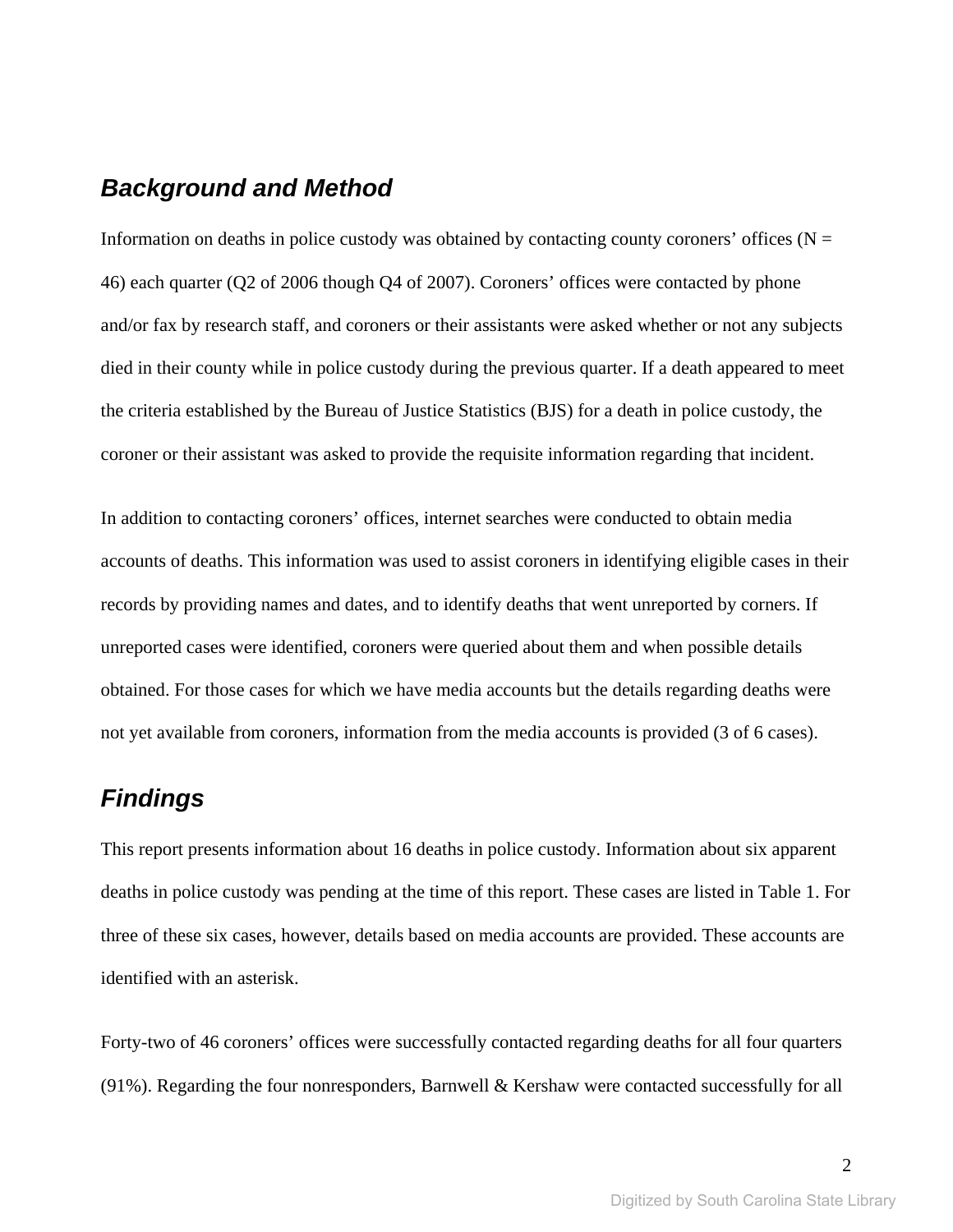## *Background and Method*

Information on deaths in police custody was obtained by contacting county coroners' offices (N = 46) each quarter (Q2 of 2006 though Q4 of 2007). Coroners' offices were contacted by phone and/or fax by research staff, and coroners or their assistants were asked whether or not any subjects died in their county while in police custody during the previous quarter. If a death appeared to meet the criteria established by the Bureau of Justice Statistics (BJS) for a death in police custody, the coroner or their assistant was asked to provide the requisite information regarding that incident.

In addition to contacting coroners' offices, internet searches were conducted to obtain media accounts of deaths. This information was used to assist coroners in identifying eligible cases in their records by providing names and dates, and to identify deaths that went unreported by corners. If unreported cases were identified, coroners were queried about them and when possible details obtained. For those cases for which we have media accounts but the details regarding deaths were not yet available from coroners, information from the media accounts is provided (3 of 6 cases).

## *Findings*

This report presents information about 16 deaths in police custody. Information about six apparent deaths in police custody was pending at the time of this report. These cases are listed in Table 1. For three of these six cases, however, details based on media accounts are provided. These accounts are identified with an asterisk.

Forty-two of 46 coroners' offices were successfully contacted regarding deaths for all four quarters (91%). Regarding the four nonresponders, Barnwell & Kershaw were contacted successfully for all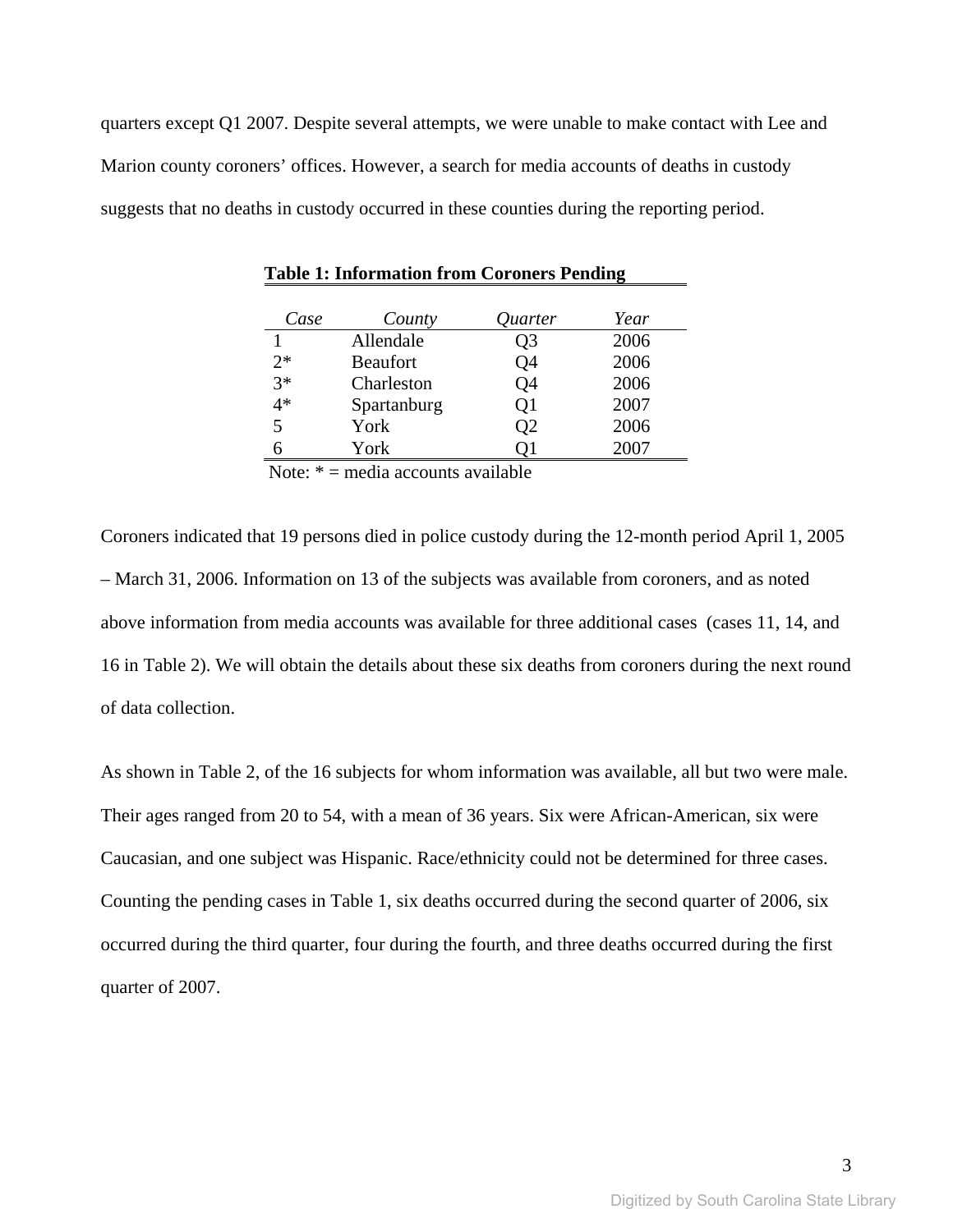quarters except Q1 2007. Despite several attempts, we were unable to make contact with Lee and Marion county coroners' offices. However, a search for media accounts of deaths in custody suggests that no deaths in custody occurred in these counties during the reporting period.

**Table 1: Information from Coroners Pending**

| *Case* | *County* | *Quarter* | *Year* |
|---|---|---|---|
| 1 | Allendale | Q3 | 2006 |
| 2* | Beaufort | Q4 | 2006 |
| 3* | Charleston | Q4 | 2006 |
| 4* | Spartanburg | Q1 | 2007 |
| 5 | York | Q2 | 2006 |
| 6 | York | Q1 | 2007 |

Note: * = media accounts available

Coroners indicated that 19 persons died in police custody during the 12-month period April 1, 2005 – March 31, 2006. Information on 13 of the subjects was available from coroners, and as noted above information from media accounts was available for three additional cases (cases 11, 14, and 16 in Table 2). We will obtain the details about these six deaths from coroners during the next round of data collection.

As shown in Table 2, of the 16 subjects for whom information was available, all but two were male. Their ages ranged from 20 to 54, with a mean of 36 years. Six were African-American, six were Caucasian, and one subject was Hispanic. Race/ethnicity could not be determined for three cases. Counting the pending cases in Table 1, six deaths occurred during the second quarter of 2006, six occurred during the third quarter, four during the fourth, and three deaths occurred during the first quarter of 2007.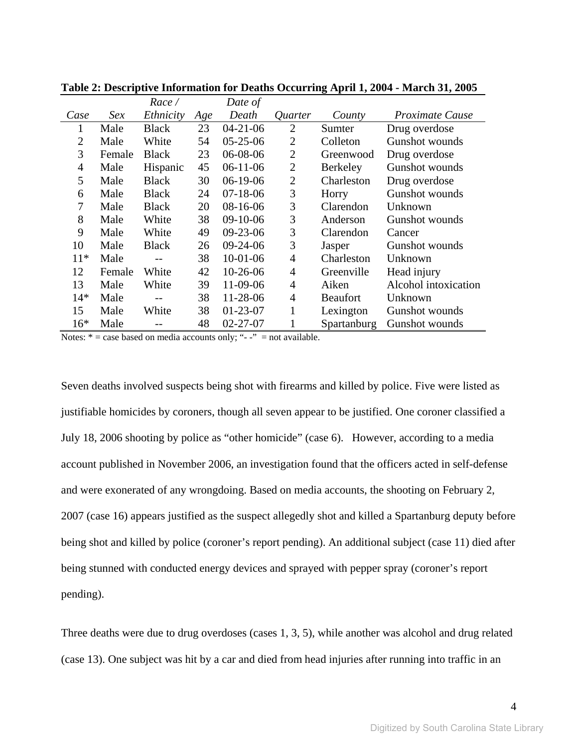**Table 2: Descriptive Information for Deaths Occurring April 1, 2004 - March 31, 2005**

| *Case* | *Sex* | *Race / Ethnicity* | *Age* | *Date of Death* | *Quarter* | *County* | *Proximate Cause* |
|---|---|---|---|---|---|---|---|
| 1 | Male | Black | 23 | 04-21-06 | 2 | Sumter | Drug overdose |
| 2 | Male | White | 54 | 05-25-06 | 2 | Colleton | Gunshot wounds |
| 3 | Female | Black | 23 | 06-08-06 | 2 | Greenwood | Drug overdose |
| 4 | Male | Hispanic | 45 | 06-11-06 | 2 | Berkeley | Gunshot wounds |
| 5 | Male | Black | 30 | 06-19-06 | 2 | Charleston | Drug overdose |
| 6 | Male | Black | 24 | 07-18-06 | 3 | Horry | Gunshot wounds |
| 7 | Male | Black | 20 | 08-16-06 | 3 | Clarendon | Unknown |
| 8 | Male | White | 38 | 09-10-06 | 3 | Anderson | Gunshot wounds |
| 9 | Male | White | 49 | 09-23-06 | 3 | Clarendon | Cancer |
| 10 | Male | Black | 26 | 09-24-06 | 3 | Jasper | Gunshot wounds |
| 11* | Male | -- | 38 | 10-01-06 | 4 | Charleston | Unknown |
| 12 | Female | White | 42 | 10-26-06 | 4 | Greenville | Head injury |
| 13 | Male | White | 39 | 11-09-06 | 4 | Aiken | Alcohol intoxication |
| 14* | Male | -- | 38 | 11-28-06 | 4 | Beaufort | Unknown |
| 15 | Male | White | 38 | 01-23-07 | 1 | Lexington | Gunshot wounds |
| 16* | Male | -- | 48 | 02-27-07 | 1 | Spartanburg | Gunshot wounds |

Notes: * = case based on media accounts only; "- -" = not available.

Seven deaths involved suspects being shot with firearms and killed by police. Five were listed as justifiable homicides by coroners, though all seven appear to be justified. One coroner classified a July 18, 2006 shooting by police as "other homicide" (case 6). However, according to a media account published in November 2006, an investigation found that the officers acted in self-defense and were exonerated of any wrongdoing. Based on media accounts, the shooting on February 2, 2007 (case 16) appears justified as the suspect allegedly shot and killed a Spartanburg deputy before being shot and killed by police (coroner's report pending). An additional subject (case 11) died after being stunned with conducted energy devices and sprayed with pepper spray (coroner's report pending).

Three deaths were due to drug overdoses (cases 1, 3, 5), while another was alcohol and drug related (case 13). One subject was hit by a car and died from head injuries after running into traffic in an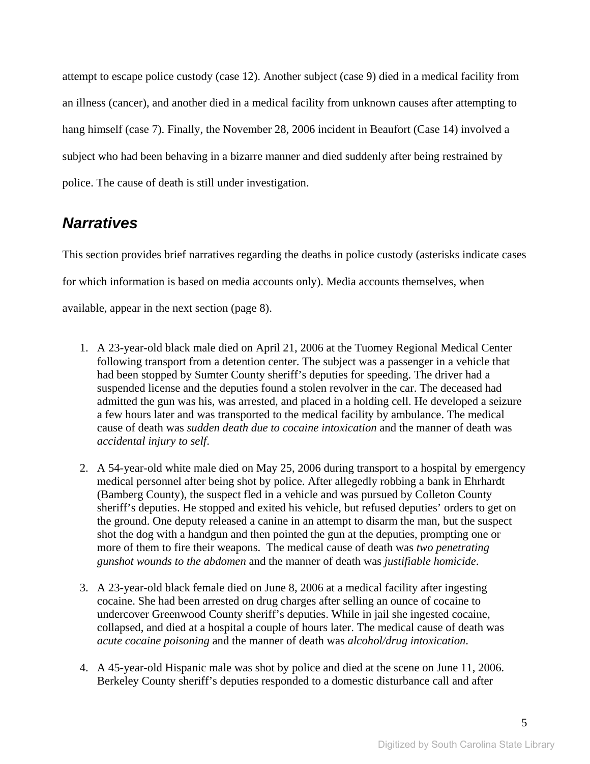attempt to escape police custody (case 12). Another subject (case 9) died in a medical facility from an illness (cancer), and another died in a medical facility from unknown causes after attempting to hang himself (case 7). Finally, the November 28, 2006 incident in Beaufort (Case 14) involved a subject who had been behaving in a bizarre manner and died suddenly after being restrained by police. The cause of death is still under investigation.

## Narratives

This section provides brief narratives regarding the deaths in police custody (asterisks indicate cases for which information is based on media accounts only). Media accounts themselves, when available, appear in the next section (page 8).

1. A 23-year-old black male died on April 21, 2006 at the Tuomey Regional Medical Center following transport from a detention center. The subject was a passenger in a vehicle that had been stopped by Sumter County sheriff's deputies for speeding. The driver had a suspended license and the deputies found a stolen revolver in the car. The deceased had admitted the gun was his, was arrested, and placed in a holding cell. He developed a seizure a few hours later and was transported to the medical facility by ambulance. The medical cause of death was *sudden death due to cocaine intoxication* and the manner of death was *accidental injury to self*.

2. A 54-year-old white male died on May 25, 2006 during transport to a hospital by emergency medical personnel after being shot by police. After allegedly robbing a bank in Ehrhardt (Bamberg County), the suspect fled in a vehicle and was pursued by Colleton County sheriff's deputies. He stopped and exited his vehicle, but refused deputies' orders to get on the ground. One deputy released a canine in an attempt to disarm the man, but the suspect shot the dog with a handgun and then pointed the gun at the deputies, prompting one or more of them to fire their weapons. The medical cause of death was *two penetrating gunshot wounds to the abdomen* and the manner of death was *justifiable homicide*.

3. A 23-year-old black female died on June 8, 2006 at a medical facility after ingesting cocaine. She had been arrested on drug charges after selling an ounce of cocaine to undercover Greenwood County sheriff's deputies. While in jail she ingested cocaine, collapsed, and died at a hospital a couple of hours later. The medical cause of death was *acute cocaine poisoning* and the manner of death was *alcohol/drug intoxication*.

4. A 45-year-old Hispanic male was shot by police and died at the scene on June 11, 2006. Berkeley County sheriff's deputies responded to a domestic disturbance call and after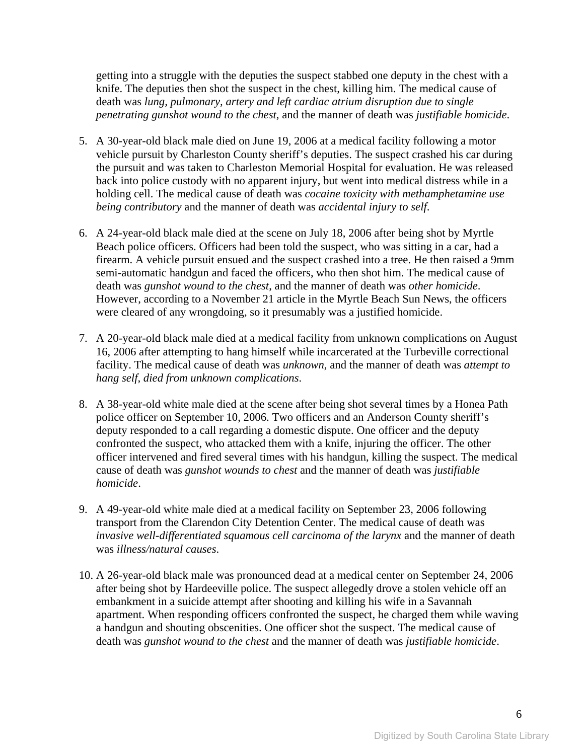getting into a struggle with the deputies the suspect stabbed one deputy in the chest with a knife. The deputies then shot the suspect in the chest, killing him. The medical cause of death was *lung, pulmonary, artery and left cardiac atrium disruption due to single penetrating gunshot wound to the chest*, and the manner of death was *justifiable homicide*.

5. A 30-year-old black male died on June 19, 2006 at a medical facility following a motor vehicle pursuit by Charleston County sheriff's deputies. The suspect crashed his car during the pursuit and was taken to Charleston Memorial Hospital for evaluation. He was released back into police custody with no apparent injury, but went into medical distress while in a holding cell. The medical cause of death was *cocaine toxicity with methamphetamine use being contributory* and the manner of death was *accidental injury to self*.

6. A 24-year-old black male died at the scene on July 18, 2006 after being shot by Myrtle Beach police officers. Officers had been told the suspect, who was sitting in a car, had a firearm. A vehicle pursuit ensued and the suspect crashed into a tree. He then raised a 9mm semi-automatic handgun and faced the officers, who then shot him. The medical cause of death was *gunshot wound to the chest*, and the manner of death was *other homicide*. However, according to a November 21 article in the Myrtle Beach Sun News, the officers were cleared of any wrongdoing, so it presumably was a justified homicide.

7. A 20-year-old black male died at a medical facility from unknown complications on August 16, 2006 after attempting to hang himself while incarcerated at the Turbeville correctional facility. The medical cause of death was *unknown*, and the manner of death was *attempt to hang self, died from unknown complications*.

8. A 38-year-old white male died at the scene after being shot several times by a Honea Path police officer on September 10, 2006. Two officers and an Anderson County sheriff's deputy responded to a call regarding a domestic dispute. One officer and the deputy confronted the suspect, who attacked them with a knife, injuring the officer. The other officer intervened and fired several times with his handgun, killing the suspect. The medical cause of death was *gunshot wounds to chest* and the manner of death was *justifiable homicide*.

9. A 49-year-old white male died at a medical facility on September 23, 2006 following transport from the Clarendon City Detention Center. The medical cause of death was *invasive well-differentiated squamous cell carcinoma of the larynx* and the manner of death was *illness/natural causes*.

10. A 26-year-old black male was pronounced dead at a medical center on September 24, 2006 after being shot by Hardeeville police. The suspect allegedly drove a stolen vehicle off an embankment in a suicide attempt after shooting and killing his wife in a Savannah apartment. When responding officers confronted the suspect, he charged them while waving a handgun and shouting obscenities. One officer shot the suspect. The medical cause of death was *gunshot wound to the chest* and the manner of death was *justifiable homicide*.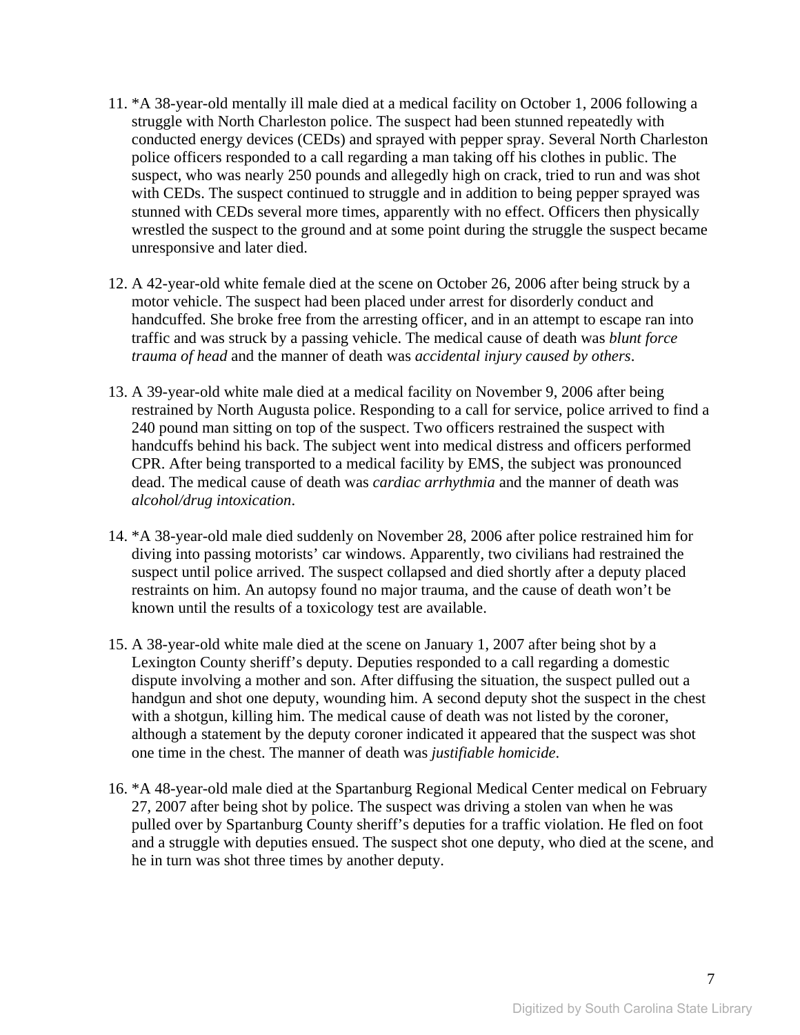11. *A 38-year-old mentally ill male died at a medical facility on October 1, 2006 following a struggle with North Charleston police. The suspect had been stunned repeatedly with conducted energy devices (CEDs) and sprayed with pepper spray. Several North Charleston police officers responded to a call regarding a man taking off his clothes in public. The suspect, who was nearly 250 pounds and allegedly high on crack, tried to run and was shot with CEDs. The suspect continued to struggle and in addition to being pepper sprayed was stunned with CEDs several more times, apparently with no effect. Officers then physically wrestled the suspect to the ground and at some point during the struggle the suspect became unresponsive and later died.

12. A 42-year-old white female died at the scene on October 26, 2006 after being struck by a motor vehicle. The suspect had been placed under arrest for disorderly conduct and handcuffed. She broke free from the arresting officer, and in an attempt to escape ran into traffic and was struck by a passing vehicle. The medical cause of death was *blunt force trauma of head* and the manner of death was *accidental injury caused by others*.

13. A 39-year-old white male died at a medical facility on November 9, 2006 after being restrained by North Augusta police. Responding to a call for service, police arrived to find a 240 pound man sitting on top of the suspect. Two officers restrained the suspect with handcuffs behind his back. The subject went into medical distress and officers performed CPR. After being transported to a medical facility by EMS, the subject was pronounced dead. The medical cause of death was *cardiac arrhythmia* and the manner of death was *alcohol/drug intoxication*.

14. *A 38-year-old male died suddenly on November 28, 2006 after police restrained him for diving into passing motorists' car windows. Apparently, two civilians had restrained the suspect until police arrived. The suspect collapsed and died shortly after a deputy placed restraints on him. An autopsy found no major trauma, and the cause of death won't be known until the results of a toxicology test are available.

15. A 38-year-old white male died at the scene on January 1, 2007 after being shot by a Lexington County sheriff's deputy. Deputies responded to a call regarding a domestic dispute involving a mother and son. After diffusing the situation, the suspect pulled out a handgun and shot one deputy, wounding him. A second deputy shot the suspect in the chest with a shotgun, killing him. The medical cause of death was not listed by the coroner, although a statement by the deputy coroner indicated it appeared that the suspect was shot one time in the chest. The manner of death was *justifiable homicide*.

16. *A 48-year-old male died at the Spartanburg Regional Medical Center medical on February 27, 2007 after being shot by police. The suspect was driving a stolen van when he was pulled over by Spartanburg County sheriff's deputies for a traffic violation. He fled on foot and a struggle with deputies ensued. The suspect shot one deputy, who died at the scene, and he in turn was shot three times by another deputy.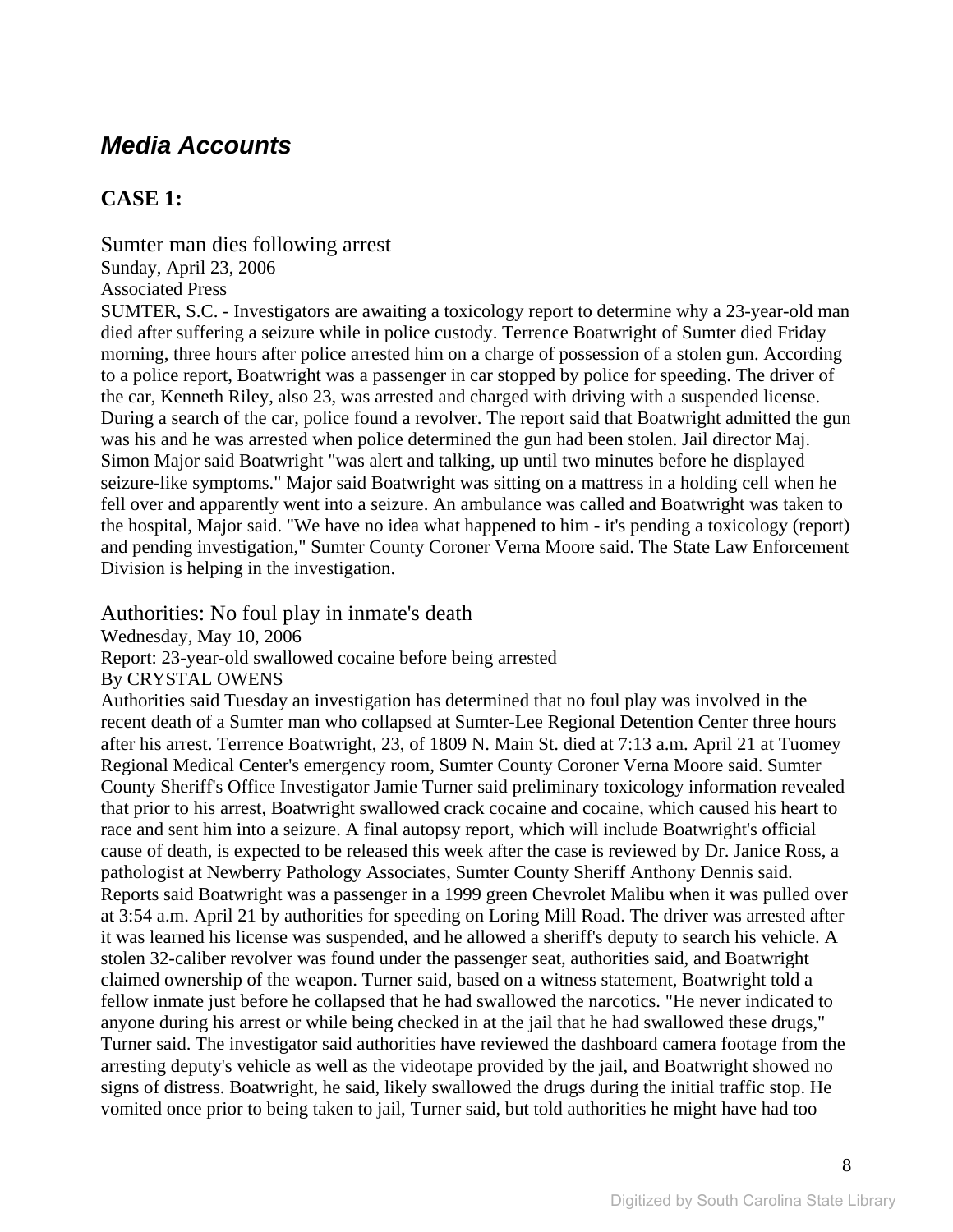## *Media Accounts*

### CASE 1:

Sumter man dies following arrest
Sunday, April 23, 2006
Associated Press

SUMTER, S.C. - Investigators are awaiting a toxicology report to determine why a 23-year-old man died after suffering a seizure while in police custody. Terrence Boatwright of Sumter died Friday morning, three hours after police arrested him on a charge of possession of a stolen gun. According to a police report, Boatwright was a passenger in car stopped by police for speeding. The driver of the car, Kenneth Riley, also 23, was arrested and charged with driving with a suspended license. During a search of the car, police found a revolver. The report said that Boatwright admitted the gun was his and he was arrested when police determined the gun had been stolen. Jail director Maj. Simon Major said Boatwright "was alert and talking, up until two minutes before he displayed seizure-like symptoms." Major said Boatwright was sitting on a mattress in a holding cell when he fell over and apparently went into a seizure. An ambulance was called and Boatwright was taken to the hospital, Major said. "We have no idea what happened to him - it's pending a toxicology (report) and pending investigation," Sumter County Coroner Verna Moore said. The State Law Enforcement Division is helping in the investigation.

Authorities: No foul play in inmate's death
Wednesday, May 10, 2006
Report: 23-year-old swallowed cocaine before being arrested
By CRYSTAL OWENS

Authorities said Tuesday an investigation has determined that no foul play was involved in the recent death of a Sumter man who collapsed at Sumter-Lee Regional Detention Center three hours after his arrest. Terrence Boatwright, 23, of 1809 N. Main St. died at 7:13 a.m. April 21 at Tuomey Regional Medical Center's emergency room, Sumter County Coroner Verna Moore said. Sumter County Sheriff's Office Investigator Jamie Turner said preliminary toxicology information revealed that prior to his arrest, Boatwright swallowed crack cocaine and cocaine, which caused his heart to race and sent him into a seizure. A final autopsy report, which will include Boatwright's official cause of death, is expected to be released this week after the case is reviewed by Dr. Janice Ross, a pathologist at Newberry Pathology Associates, Sumter County Sheriff Anthony Dennis said. Reports said Boatwright was a passenger in a 1999 green Chevrolet Malibu when it was pulled over at 3:54 a.m. April 21 by authorities for speeding on Loring Mill Road. The driver was arrested after it was learned his license was suspended, and he allowed a sheriff's deputy to search his vehicle. A stolen 32-caliber revolver was found under the passenger seat, authorities said, and Boatwright claimed ownership of the weapon. Turner said, based on a witness statement, Boatwright told a fellow inmate just before he collapsed that he had swallowed the narcotics. "He never indicated to anyone during his arrest or while being checked in at the jail that he had swallowed these drugs," Turner said. The investigator said authorities have reviewed the dashboard camera footage from the arresting deputy's vehicle as well as the videotape provided by the jail, and Boatwright showed no signs of distress. Boatwright, he said, likely swallowed the drugs during the initial traffic stop. He vomited once prior to being taken to jail, Turner said, but told authorities he might have had too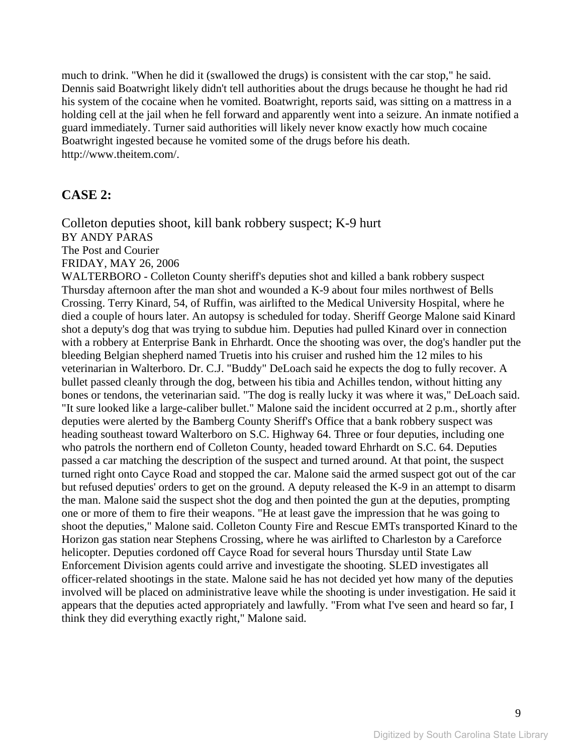much to drink. "When he did it (swallowed the drugs) is consistent with the car stop," he said. Dennis said Boatwright likely didn't tell authorities about the drugs because he thought he had rid his system of the cocaine when he vomited. Boatwright, reports said, was sitting on a mattress in a holding cell at the jail when he fell forward and apparently went into a seizure. An inmate notified a guard immediately. Turner said authorities will likely never know exactly how much cocaine Boatwright ingested because he vomited some of the drugs before his death. http://www.theitem.com/.

## CASE 2:

Colleton deputies shoot, kill bank robbery suspect; K-9 hurt
BY ANDY PARAS
The Post and Courier
FRIDAY, MAY 26, 2006

WALTERBORO - Colleton County sheriff's deputies shot and killed a bank robbery suspect Thursday afternoon after the man shot and wounded a K-9 about four miles northwest of Bells Crossing. Terry Kinard, 54, of Ruffin, was airlifted to the Medical University Hospital, where he died a couple of hours later. An autopsy is scheduled for today. Sheriff George Malone said Kinard shot a deputy's dog that was trying to subdue him. Deputies had pulled Kinard over in connection with a robbery at Enterprise Bank in Ehrhardt. Once the shooting was over, the dog's handler put the bleeding Belgian shepherd named Truetis into his cruiser and rushed him the 12 miles to his veterinarian in Walterboro. Dr. C.J. "Buddy" DeLoach said he expects the dog to fully recover. A bullet passed cleanly through the dog, between his tibia and Achilles tendon, without hitting any bones or tendons, the veterinarian said. "The dog is really lucky it was where it was," DeLoach said. "It sure looked like a large-caliber bullet." Malone said the incident occurred at 2 p.m., shortly after deputies were alerted by the Bamberg County Sheriff's Office that a bank robbery suspect was heading southeast toward Walterboro on S.C. Highway 64. Three or four deputies, including one who patrols the northern end of Colleton County, headed toward Ehrhardt on S.C. 64. Deputies passed a car matching the description of the suspect and turned around. At that point, the suspect turned right onto Cayce Road and stopped the car. Malone said the armed suspect got out of the car but refused deputies' orders to get on the ground. A deputy released the K-9 in an attempt to disarm the man. Malone said the suspect shot the dog and then pointed the gun at the deputies, prompting one or more of them to fire their weapons. "He at least gave the impression that he was going to shoot the deputies," Malone said. Colleton County Fire and Rescue EMTs transported Kinard to the Horizon gas station near Stephens Crossing, where he was airlifted to Charleston by a Careforce helicopter. Deputies cordoned off Cayce Road for several hours Thursday until State Law Enforcement Division agents could arrive and investigate the shooting. SLED investigates all officer-related shootings in the state. Malone said he has not decided yet how many of the deputies involved will be placed on administrative leave while the shooting is under investigation. He said it appears that the deputies acted appropriately and lawfully. "From what I've seen and heard so far, I think they did everything exactly right," Malone said.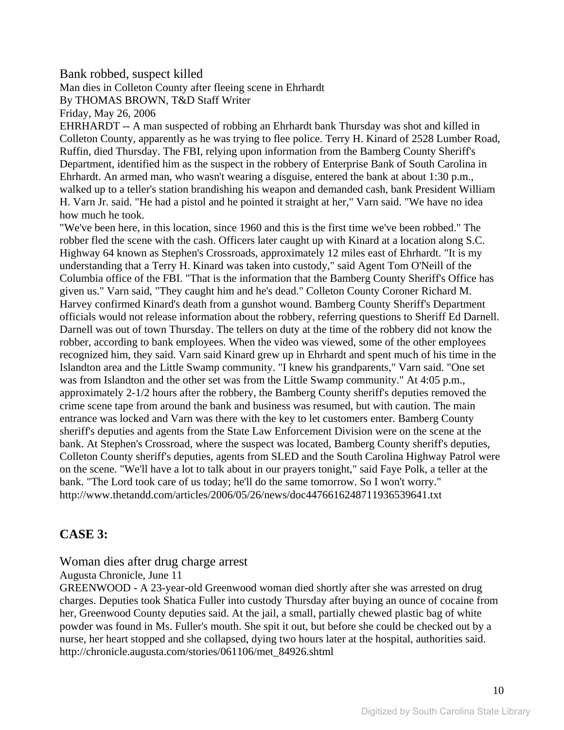Bank robbed, suspect killed

Man dies in Colleton County after fleeing scene in Ehrhardt

By THOMAS BROWN, T&D Staff Writer

Friday, May 26, 2006

EHRHARDT -- A man suspected of robbing an Ehrhardt bank Thursday was shot and killed in Colleton County, apparently as he was trying to flee police. Terry H. Kinard of 2528 Lumber Road, Ruffin, died Thursday. The FBI, relying upon information from the Bamberg County Sheriff's Department, identified him as the suspect in the robbery of Enterprise Bank of South Carolina in Ehrhardt. An armed man, who wasn't wearing a disguise, entered the bank at about 1:30 p.m., walked up to a teller's station brandishing his weapon and demanded cash, bank President William H. Varn Jr. said. "He had a pistol and he pointed it straight at her," Varn said. "We have no idea how much he took.

"We've been here, in this location, since 1960 and this is the first time we've been robbed." The robber fled the scene with the cash. Officers later caught up with Kinard at a location along S.C. Highway 64 known as Stephen's Crossroads, approximately 12 miles east of Ehrhardt. "It is my understanding that a Terry H. Kinard was taken into custody," said Agent Tom O'Neill of the Columbia office of the FBI. "That is the information that the Bamberg County Sheriff's Office has given us." Varn said, "They caught him and he's dead." Colleton County Coroner Richard M. Harvey confirmed Kinard's death from a gunshot wound. Bamberg County Sheriff's Department officials would not release information about the robbery, referring questions to Sheriff Ed Darnell. Darnell was out of town Thursday. The tellers on duty at the time of the robbery did not know the robber, according to bank employees. When the video was viewed, some of the other employees recognized him, they said. Varn said Kinard grew up in Ehrhardt and spent much of his time in the Islandton area and the Little Swamp community. "I knew his grandparents," Varn said. "One set was from Islandton and the other set was from the Little Swamp community." At 4:05 p.m., approximately 2-1/2 hours after the robbery, the Bamberg County sheriff's deputies removed the crime scene tape from around the bank and business was resumed, but with caution. The main entrance was locked and Varn was there with the key to let customers enter. Bamberg County sheriff's deputies and agents from the State Law Enforcement Division were on the scene at the bank. At Stephen's Crossroad, where the suspect was located, Bamberg County sheriff's deputies, Colleton County sheriff's deputies, agents from SLED and the South Carolina Highway Patrol were on the scene. "We'll have a lot to talk about in our prayers tonight," said Faye Polk, a teller at the bank. "The Lord took care of us today; he'll do the same tomorrow. So I won't worry."
http://www.thetandd.com/articles/2006/05/26/news/doc447661624871193653964l.txt

## CASE 3:

Woman dies after drug charge arrest

Augusta Chronicle, June 11

GREENWOOD - A 23-year-old Greenwood woman died shortly after she was arrested on drug charges. Deputies took Shatica Fuller into custody Thursday after buying an ounce of cocaine from her, Greenwood County deputies said. At the jail, a small, partially chewed plastic bag of white powder was found in Ms. Fuller's mouth. She spit it out, but before she could be checked out by a nurse, her heart stopped and she collapsed, dying two hours later at the hospital, authorities said.
http://chronicle.augusta.com/stories/061106/met_84926.shtml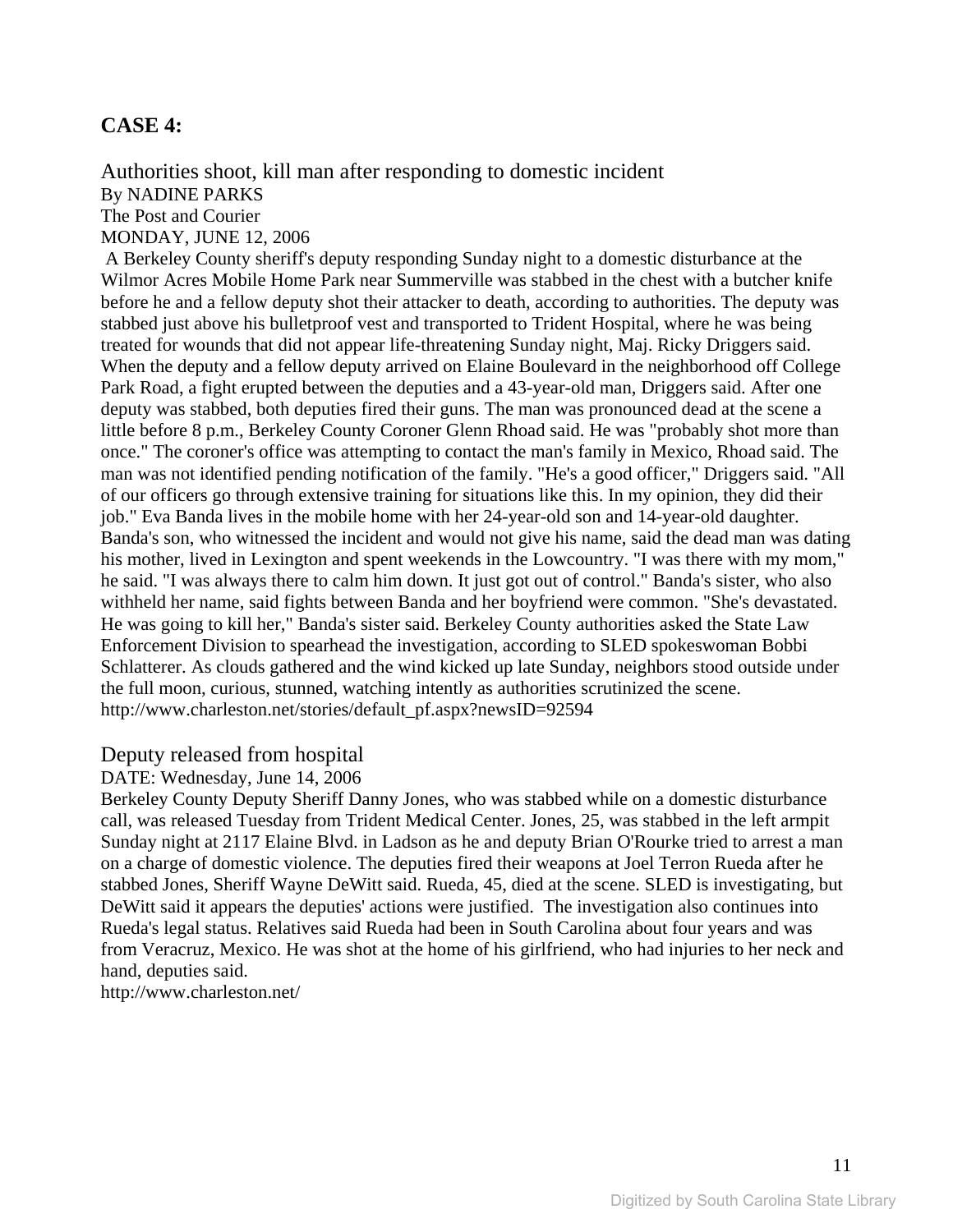## CASE 4:

### Authorities shoot, kill man after responding to domestic incident

By NADINE PARKS
The Post and Courier
MONDAY, JUNE 12, 2006

A Berkeley County sheriff's deputy responding Sunday night to a domestic disturbance at the Wilmor Acres Mobile Home Park near Summerville was stabbed in the chest with a butcher knife before he and a fellow deputy shot their attacker to death, according to authorities. The deputy was stabbed just above his bulletproof vest and transported to Trident Hospital, where he was being treated for wounds that did not appear life-threatening Sunday night, Maj. Ricky Driggers said. When the deputy and a fellow deputy arrived on Elaine Boulevard in the neighborhood off College Park Road, a fight erupted between the deputies and a 43-year-old man, Driggers said. After one deputy was stabbed, both deputies fired their guns. The man was pronounced dead at the scene a little before 8 p.m., Berkeley County Coroner Glenn Rhoad said. He was "probably shot more than once." The coroner's office was attempting to contact the man's family in Mexico, Rhoad said. The man was not identified pending notification of the family. "He's a good officer," Driggers said. "All of our officers go through extensive training for situations like this. In my opinion, they did their job." Eva Banda lives in the mobile home with her 24-year-old son and 14-year-old daughter. Banda's son, who witnessed the incident and would not give his name, said the dead man was dating his mother, lived in Lexington and spent weekends in the Lowcountry. "I was there with my mom," he said. "I was always there to calm him down. It just got out of control." Banda's sister, who also withheld her name, said fights between Banda and her boyfriend were common. "She's devastated. He was going to kill her," Banda's sister said. Berkeley County authorities asked the State Law Enforcement Division to spearhead the investigation, according to SLED spokeswoman Bobbi Schlatterer. As clouds gathered and the wind kicked up late Sunday, neighbors stood outside under the full moon, curious, stunned, watching intently as authorities scrutinized the scene.
http://www.charleston.net/stories/default_pf.aspx?newsID=92594

### Deputy released from hospital

DATE: Wednesday, June 14, 2006

Berkeley County Deputy Sheriff Danny Jones, who was stabbed while on a domestic disturbance call, was released Tuesday from Trident Medical Center. Jones, 25, was stabbed in the left armpit Sunday night at 2117 Elaine Blvd. in Ladson as he and deputy Brian O'Rourke tried to arrest a man on a charge of domestic violence. The deputies fired their weapons at Joel Terron Rueda after he stabbed Jones, Sheriff Wayne DeWitt said. Rueda, 45, died at the scene. SLED is investigating, but DeWitt said it appears the deputies' actions were justified. The investigation also continues into Rueda's legal status. Relatives said Rueda had been in South Carolina about four years and was from Veracruz, Mexico. He was shot at the home of his girlfriend, who had injuries to her neck and hand, deputies said.
http://www.charleston.net/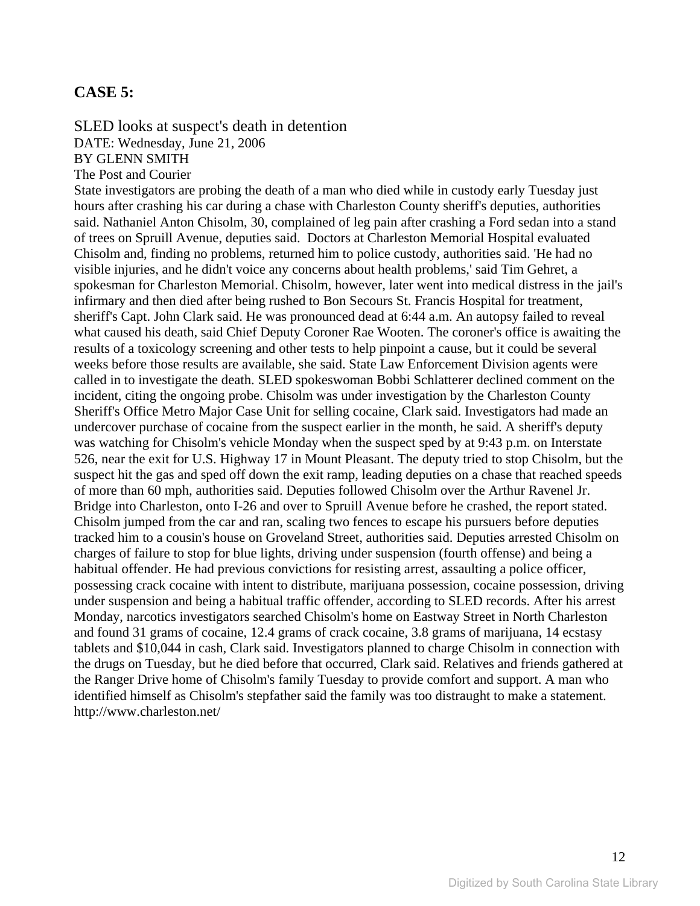## CASE 5:

SLED looks at suspect's death in detention
DATE: Wednesday, June 21, 2006
BY GLENN SMITH
The Post and Courier

State investigators are probing the death of a man who died while in custody early Tuesday just hours after crashing his car during a chase with Charleston County sheriff's deputies, authorities said. Nathaniel Anton Chisolm, 30, complained of leg pain after crashing a Ford sedan into a stand of trees on Spruill Avenue, deputies said. Doctors at Charleston Memorial Hospital evaluated Chisolm and, finding no problems, returned him to police custody, authorities said. 'He had no visible injuries, and he didn't voice any concerns about health problems,' said Tim Gehret, a spokesman for Charleston Memorial. Chisolm, however, later went into medical distress in the jail's infirmary and then died after being rushed to Bon Secours St. Francis Hospital for treatment, sheriff's Capt. John Clark said. He was pronounced dead at 6:44 a.m. An autopsy failed to reveal what caused his death, said Chief Deputy Coroner Rae Wooten. The coroner's office is awaiting the results of a toxicology screening and other tests to help pinpoint a cause, but it could be several weeks before those results are available, she said. State Law Enforcement Division agents were called in to investigate the death. SLED spokeswoman Bobbi Schlatterer declined comment on the incident, citing the ongoing probe. Chisolm was under investigation by the Charleston County Sheriff's Office Metro Major Case Unit for selling cocaine, Clark said. Investigators had made an undercover purchase of cocaine from the suspect earlier in the month, he said. A sheriff's deputy was watching for Chisolm's vehicle Monday when the suspect sped by at 9:43 p.m. on Interstate 526, near the exit for U.S. Highway 17 in Mount Pleasant. The deputy tried to stop Chisolm, but the suspect hit the gas and sped off down the exit ramp, leading deputies on a chase that reached speeds of more than 60 mph, authorities said. Deputies followed Chisolm over the Arthur Ravenel Jr. Bridge into Charleston, onto I-26 and over to Spruill Avenue before he crashed, the report stated. Chisolm jumped from the car and ran, scaling two fences to escape his pursuers before deputies tracked him to a cousin's house on Groveland Street, authorities said. Deputies arrested Chisolm on charges of failure to stop for blue lights, driving under suspension (fourth offense) and being a habitual offender. He had previous convictions for resisting arrest, assaulting a police officer, possessing crack cocaine with intent to distribute, marijuana possession, cocaine possession, driving under suspension and being a habitual traffic offender, according to SLED records. After his arrest Monday, narcotics investigators searched Chisolm's home on Eastway Street in North Charleston and found 31 grams of cocaine, 12.4 grams of crack cocaine, 3.8 grams of marijuana, 14 ecstasy tablets and $10,044 in cash, Clark said. Investigators planned to charge Chisolm in connection with the drugs on Tuesday, but he died before that occurred, Clark said. Relatives and friends gathered at the Ranger Drive home of Chisolm's family Tuesday to provide comfort and support. A man who identified himself as Chisolm's stepfather said the family was too distraught to make a statement.
http://www.charleston.net/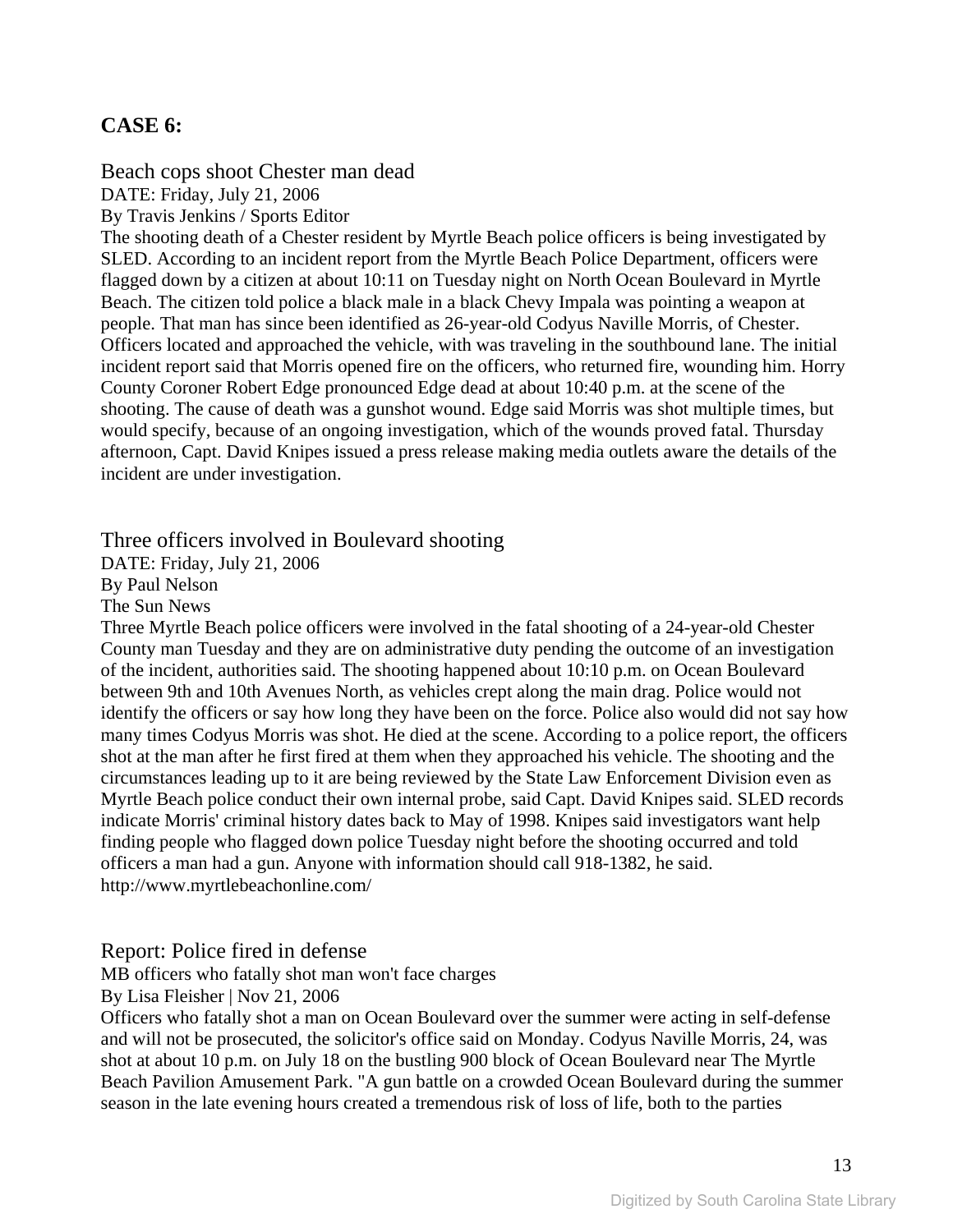## CASE 6:

### Beach cops shoot Chester man dead

DATE: Friday, July 21, 2006

By Travis Jenkins / Sports Editor

The shooting death of a Chester resident by Myrtle Beach police officers is being investigated by SLED. According to an incident report from the Myrtle Beach Police Department, officers were flagged down by a citizen at about 10:11 on Tuesday night on North Ocean Boulevard in Myrtle Beach. The citizen told police a black male in a black Chevy Impala was pointing a weapon at people. That man has since been identified as 26-year-old Codyus Naville Morris, of Chester. Officers located and approached the vehicle, with was traveling in the southbound lane. The initial incident report said that Morris opened fire on the officers, who returned fire, wounding him. Horry County Coroner Robert Edge pronounced Edge dead at about 10:40 p.m. at the scene of the shooting. The cause of death was a gunshot wound. Edge said Morris was shot multiple times, but would specify, because of an ongoing investigation, which of the wounds proved fatal. Thursday afternoon, Capt. David Knipes issued a press release making media outlets aware the details of the incident are under investigation.

### Three officers involved in Boulevard shooting

DATE: Friday, July 21, 2006

By Paul Nelson

The Sun News

Three Myrtle Beach police officers were involved in the fatal shooting of a 24-year-old Chester County man Tuesday and they are on administrative duty pending the outcome of an investigation of the incident, authorities said. The shooting happened about 10:10 p.m. on Ocean Boulevard between 9th and 10th Avenues North, as vehicles crept along the main drag. Police would not identify the officers or say how long they have been on the force. Police also would did not say how many times Codyus Morris was shot. He died at the scene. According to a police report, the officers shot at the man after he first fired at them when they approached his vehicle. The shooting and the circumstances leading up to it are being reviewed by the State Law Enforcement Division even as Myrtle Beach police conduct their own internal probe, said Capt. David Knipes said. SLED records indicate Morris' criminal history dates back to May of 1998. Knipes said investigators want help finding people who flagged down police Tuesday night before the shooting occurred and told officers a man had a gun. Anyone with information should call 918-1382, he said.

http://www.myrtlebeachonline.com/

### Report: Police fired in defense

MB officers who fatally shot man won't face charges

By Lisa Fleisher | Nov 21, 2006

Officers who fatally shot a man on Ocean Boulevard over the summer were acting in self-defense and will not be prosecuted, the solicitor's office said on Monday. Codyus Naville Morris, 24, was shot at about 10 p.m. on July 18 on the bustling 900 block of Ocean Boulevard near The Myrtle Beach Pavilion Amusement Park. "A gun battle on a crowded Ocean Boulevard during the summer season in the late evening hours created a tremendous risk of loss of life, both to the parties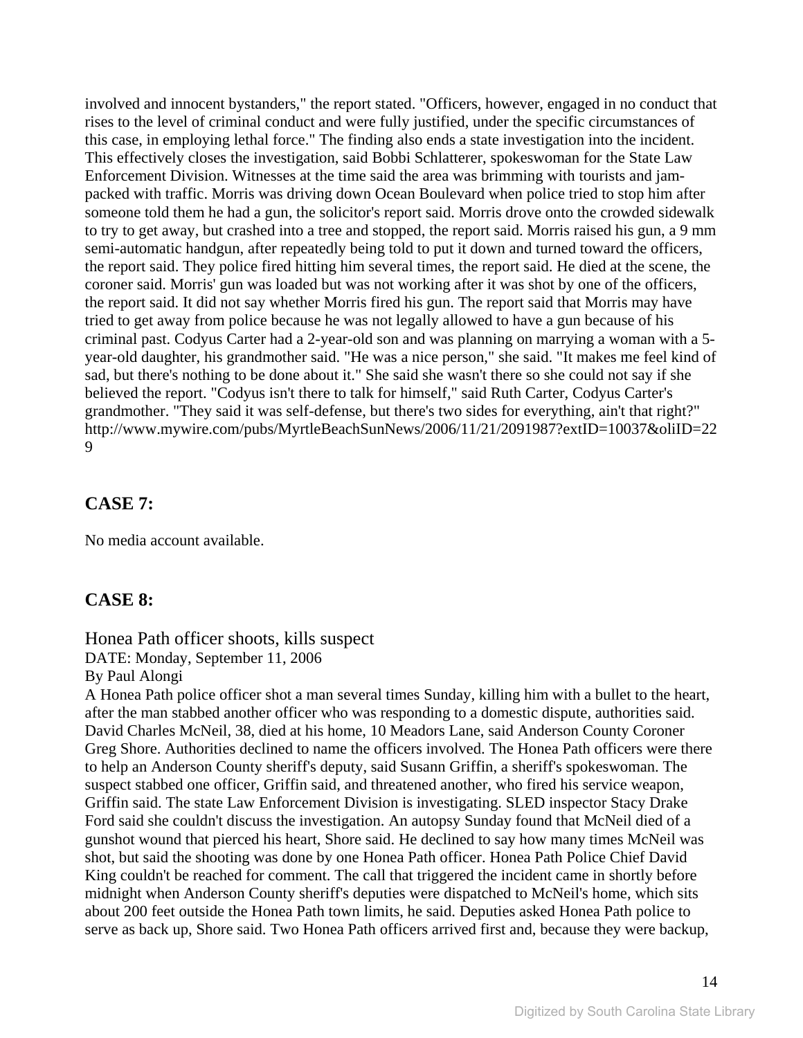involved and innocent bystanders," the report stated. "Officers, however, engaged in no conduct that rises to the level of criminal conduct and were fully justified, under the specific circumstances of this case, in employing lethal force." The finding also ends a state investigation into the incident. This effectively closes the investigation, said Bobbi Schlatterer, spokeswoman for the State Law Enforcement Division. Witnesses at the time said the area was brimming with tourists and jam-packed with traffic. Morris was driving down Ocean Boulevard when police tried to stop him after someone told them he had a gun, the solicitor's report said. Morris drove onto the crowded sidewalk to try to get away, but crashed into a tree and stopped, the report said. Morris raised his gun, a 9 mm semi-automatic handgun, after repeatedly being told to put it down and turned toward the officers, the report said. They police fired hitting him several times, the report said. He died at the scene, the coroner said. Morris' gun was loaded but was not working after it was shot by one of the officers, the report said. It did not say whether Morris fired his gun. The report said that Morris may have tried to get away from police because he was not legally allowed to have a gun because of his criminal past. Codyus Carter had a 2-year-old son and was planning on marrying a woman with a 5-year-old daughter, his grandmother said. "He was a nice person," she said. "It makes me feel kind of sad, but there's nothing to be done about it." She said she wasn't there so she could not say if she believed the report. "Codyus isn't there to talk for himself," said Ruth Carter, Codyus Carter's grandmother. "They said it was self-defense, but there's two sides for everything, ain't that right?"
http://www.mywire.com/pubs/MyrtleBeachSunNews/2006/11/21/2091987?extID=10037&oliID=229

## CASE 7:

No media account available.

## CASE 8:

Honea Path officer shoots, kills suspect
DATE: Monday, September 11, 2006
By Paul Alongi
A Honea Path police officer shot a man several times Sunday, killing him with a bullet to the heart, after the man stabbed another officer who was responding to a domestic dispute, authorities said. David Charles McNeil, 38, died at his home, 10 Meadors Lane, said Anderson County Coroner Greg Shore. Authorities declined to name the officers involved. The Honea Path officers were there to help an Anderson County sheriff's deputy, said Susann Griffin, a sheriff's spokeswoman. The suspect stabbed one officer, Griffin said, and threatened another, who fired his service weapon, Griffin said. The state Law Enforcement Division is investigating. SLED inspector Stacy Drake Ford said she couldn't discuss the investigation. An autopsy Sunday found that McNeil died of a gunshot wound that pierced his heart, Shore said. He declined to say how many times McNeil was shot, but said the shooting was done by one Honea Path officer. Honea Path Police Chief David King couldn't be reached for comment. The call that triggered the incident came in shortly before midnight when Anderson County sheriff's deputies were dispatched to McNeil's home, which sits about 200 feet outside the Honea Path town limits, he said. Deputies asked Honea Path police to serve as back up, Shore said. Two Honea Path officers arrived first and, because they were backup,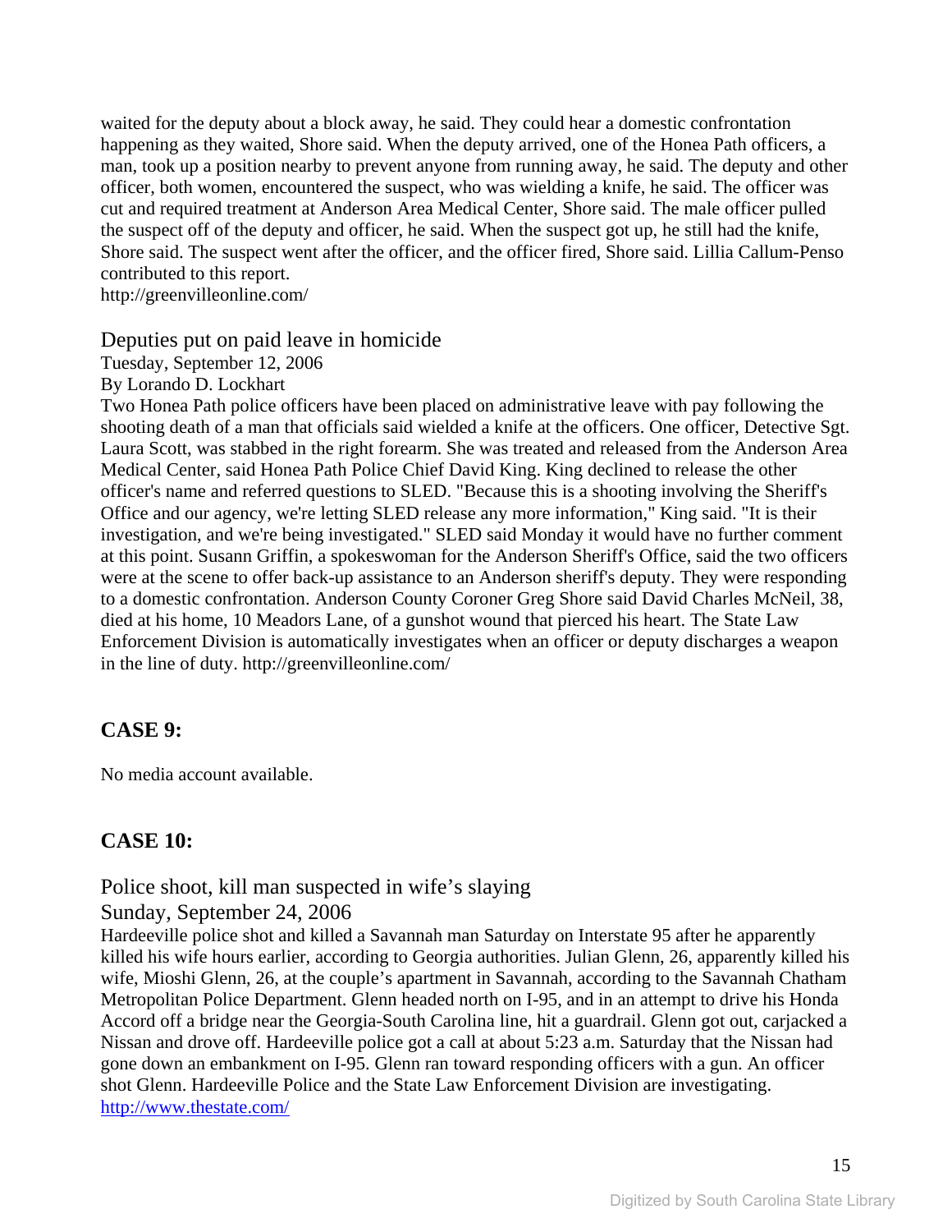waited for the deputy about a block away, he said. They could hear a domestic confrontation happening as they waited, Shore said. When the deputy arrived, one of the Honea Path officers, a man, took up a position nearby to prevent anyone from running away, he said. The deputy and other officer, both women, encountered the suspect, who was wielding a knife, he said. The officer was cut and required treatment at Anderson Area Medical Center, Shore said. The male officer pulled the suspect off of the deputy and officer, he said. When the suspect got up, he still had the knife, Shore said. The suspect went after the officer, and the officer fired, Shore said. Lillia Callum-Penso contributed to this report.
http://greenvilleonline.com/

Deputies put on paid leave in homicide
Tuesday, September 12, 2006
By Lorando D. Lockhart
Two Honea Path police officers have been placed on administrative leave with pay following the shooting death of a man that officials said wielded a knife at the officers. One officer, Detective Sgt. Laura Scott, was stabbed in the right forearm. She was treated and released from the Anderson Area Medical Center, said Honea Path Police Chief David King. King declined to release the other officer's name and referred questions to SLED. "Because this is a shooting involving the Sheriff's Office and our agency, we're letting SLED release any more information," King said. "It is their investigation, and we're being investigated." SLED said Monday it would have no further comment at this point. Susann Griffin, a spokeswoman for the Anderson Sheriff's Office, said the two officers were at the scene to offer back-up assistance to an Anderson sheriff's deputy. They were responding to a domestic confrontation. Anderson County Coroner Greg Shore said David Charles McNeil, 38, died at his home, 10 Meadors Lane, of a gunshot wound that pierced his heart. The State Law Enforcement Division is automatically investigates when an officer or deputy discharges a weapon in the line of duty. http://greenvilleonline.com/

## CASE 9:

No media account available.

## CASE 10:

Police shoot, kill man suspected in wife's slaying
Sunday, September 24, 2006
Hardeeville police shot and killed a Savannah man Saturday on Interstate 95 after he apparently killed his wife hours earlier, according to Georgia authorities. Julian Glenn, 26, apparently killed his wife, Mioshi Glenn, 26, at the couple's apartment in Savannah, according to the Savannah Chatham Metropolitan Police Department. Glenn headed north on I-95, and in an attempt to drive his Honda Accord off a bridge near the Georgia-South Carolina line, hit a guardrail. Glenn got out, carjacked a Nissan and drove off. Hardeeville police got a call at about 5:23 a.m. Saturday that the Nissan had gone down an embankment on I-95. Glenn ran toward responding officers with a gun. An officer shot Glenn. Hardeeville Police and the State Law Enforcement Division are investigating.
http://www.thestate.com/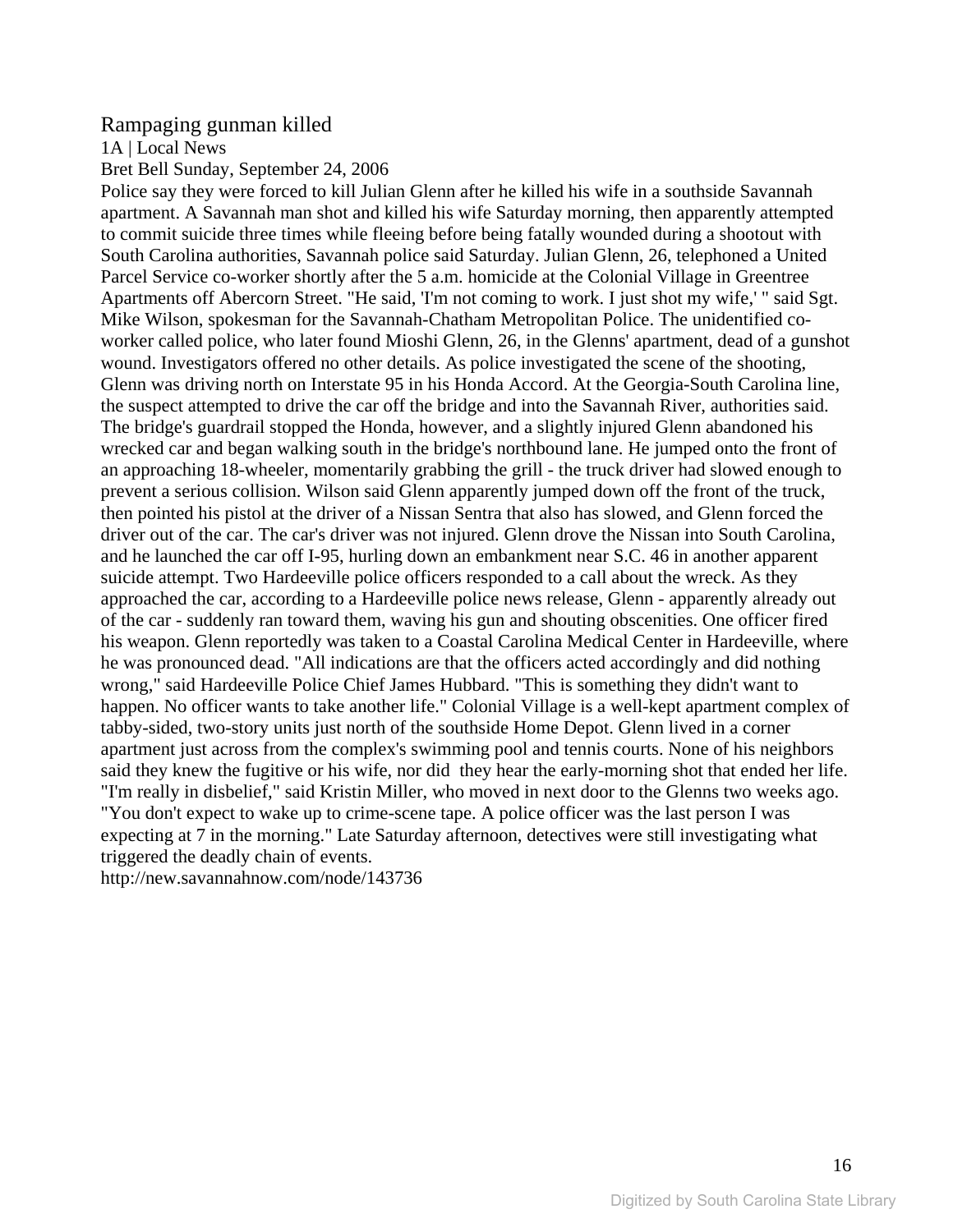## Rampaging gunman killed

1A | Local News

Bret Bell Sunday, September 24, 2006

Police say they were forced to kill Julian Glenn after he killed his wife in a southside Savannah apartment. A Savannah man shot and killed his wife Saturday morning, then apparently attempted to commit suicide three times while fleeing before being fatally wounded during a shootout with South Carolina authorities, Savannah police said Saturday. Julian Glenn, 26, telephoned a United Parcel Service co-worker shortly after the 5 a.m. homicide at the Colonial Village in Greentree Apartments off Abercorn Street. "He said, 'I'm not coming to work. I just shot my wife,' " said Sgt. Mike Wilson, spokesman for the Savannah-Chatham Metropolitan Police. The unidentified co-worker called police, who later found Mioshi Glenn, 26, in the Glenns' apartment, dead of a gunshot wound. Investigators offered no other details. As police investigated the scene of the shooting, Glenn was driving north on Interstate 95 in his Honda Accord. At the Georgia-South Carolina line, the suspect attempted to drive the car off the bridge and into the Savannah River, authorities said. The bridge's guardrail stopped the Honda, however, and a slightly injured Glenn abandoned his wrecked car and began walking south in the bridge's northbound lane. He jumped onto the front of an approaching 18-wheeler, momentarily grabbing the grill - the truck driver had slowed enough to prevent a serious collision. Wilson said Glenn apparently jumped down off the front of the truck, then pointed his pistol at the driver of a Nissan Sentra that also has slowed, and Glenn forced the driver out of the car. The car's driver was not injured. Glenn drove the Nissan into South Carolina, and he launched the car off I-95, hurling down an embankment near S.C. 46 in another apparent suicide attempt. Two Hardeeville police officers responded to a call about the wreck. As they approached the car, according to a Hardeeville police news release, Glenn - apparently already out of the car - suddenly ran toward them, waving his gun and shouting obscenities. One officer fired his weapon. Glenn reportedly was taken to a Coastal Carolina Medical Center in Hardeeville, where he was pronounced dead. "All indications are that the officers acted accordingly and did nothing wrong," said Hardeeville Police Chief James Hubbard. "This is something they didn't want to happen. No officer wants to take another life." Colonial Village is a well-kept apartment complex of tabby-sided, two-story units just north of the southside Home Depot. Glenn lived in a corner apartment just across from the complex's swimming pool and tennis courts. None of his neighbors said they knew the fugitive or his wife, nor did they hear the early-morning shot that ended her life. "I'm really in disbelief," said Kristin Miller, who moved in next door to the Glenns two weeks ago. "You don't expect to wake up to crime-scene tape. A police officer was the last person I was expecting at 7 in the morning." Late Saturday afternoon, detectives were still investigating what triggered the deadly chain of events.

http://new.savannahnow.com/node/143736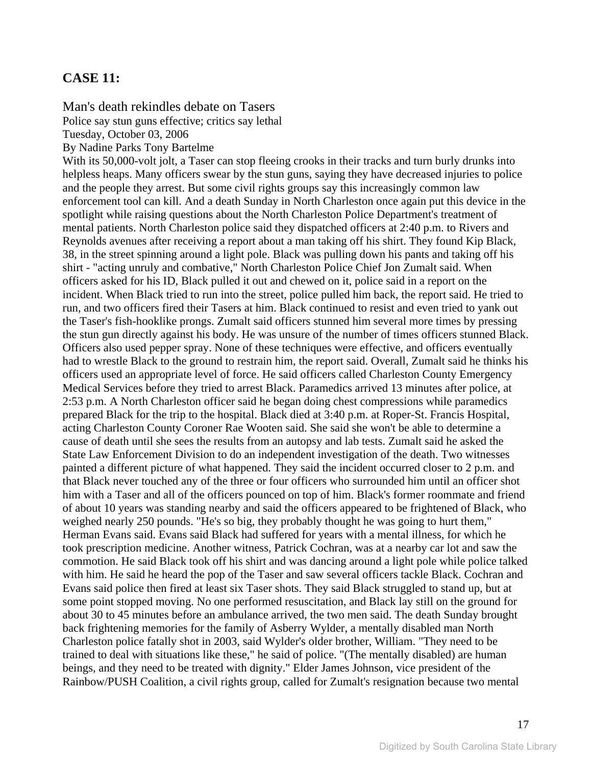**CASE 11:**

Man's death rekindles debate on Tasers

Police say stun guns effective; critics say lethal

Tuesday, October 03, 2006

By Nadine Parks Tony Bartelme

With its 50,000-volt jolt, a Taser can stop fleeing crooks in their tracks and turn burly drunks into helpless heaps. Many officers swear by the stun guns, saying they have decreased injuries to police and the people they arrest. But some civil rights groups say this increasingly common law enforcement tool can kill. And a death Sunday in North Charleston once again put this device in the spotlight while raising questions about the North Charleston Police Department's treatment of mental patients. North Charleston police said they dispatched officers at 2:40 p.m. to Rivers and Reynolds avenues after receiving a report about a man taking off his shirt. They found Kip Black, 38, in the street spinning around a light pole. Black was pulling down his pants and taking off his shirt - "acting unruly and combative," North Charleston Police Chief Jon Zumalt said. When officers asked for his ID, Black pulled it out and chewed on it, police said in a report on the incident. When Black tried to run into the street, police pulled him back, the report said. He tried to run, and two officers fired their Tasers at him. Black continued to resist and even tried to yank out the Taser's fish-hooklike prongs. Zumalt said officers stunned him several more times by pressing the stun gun directly against his body. He was unsure of the number of times officers stunned Black. Officers also used pepper spray. None of these techniques were effective, and officers eventually had to wrestle Black to the ground to restrain him, the report said. Overall, Zumalt said he thinks his officers used an appropriate level of force. He said officers called Charleston County Emergency Medical Services before they tried to arrest Black. Paramedics arrived 13 minutes after police, at 2:53 p.m. A North Charleston officer said he began doing chest compressions while paramedics prepared Black for the trip to the hospital. Black died at 3:40 p.m. at Roper-St. Francis Hospital, acting Charleston County Coroner Rae Wooten said. She said she won't be able to determine a cause of death until she sees the results from an autopsy and lab tests. Zumalt said he asked the State Law Enforcement Division to do an independent investigation of the death. Two witnesses painted a different picture of what happened. They said the incident occurred closer to 2 p.m. and that Black never touched any of the three or four officers who surrounded him until an officer shot him with a Taser and all of the officers pounced on top of him. Black's former roommate and friend of about 10 years was standing nearby and said the officers appeared to be frightened of Black, who weighed nearly 250 pounds. "He's so big, they probably thought he was going to hurt them," Herman Evans said. Evans said Black had suffered for years with a mental illness, for which he took prescription medicine. Another witness, Patrick Cochran, was at a nearby car lot and saw the commotion. He said Black took off his shirt and was dancing around a light pole while police talked with him. He said he heard the pop of the Taser and saw several officers tackle Black. Cochran and Evans said police then fired at least six Taser shots. They said Black struggled to stand up, but at some point stopped moving. No one performed resuscitation, and Black lay still on the ground for about 30 to 45 minutes before an ambulance arrived, the two men said. The death Sunday brought back frightening memories for the family of Asberry Wylder, a mentally disabled man North Charleston police fatally shot in 2003, said Wylder's older brother, William. "They need to be trained to deal with situations like these," he said of police. "(The mentally disabled) are human beings, and they need to be treated with dignity." Elder James Johnson, vice president of the Rainbow/PUSH Coalition, a civil rights group, called for Zumalt's resignation because two mental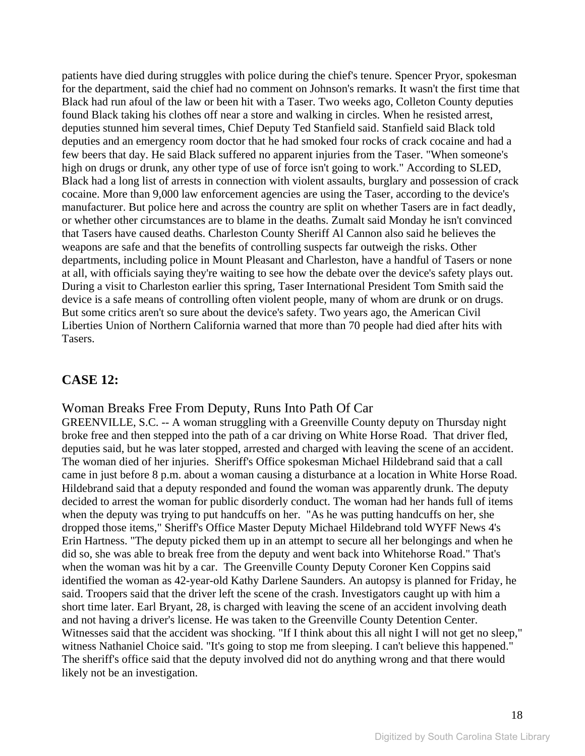patients have died during struggles with police during the chief's tenure. Spencer Pryor, spokesman for the department, said the chief had no comment on Johnson's remarks. It wasn't the first time that Black had run afoul of the law or been hit with a Taser. Two weeks ago, Colleton County deputies found Black taking his clothes off near a store and walking in circles. When he resisted arrest, deputies stunned him several times, Chief Deputy Ted Stanfield said. Stanfield said Black told deputies and an emergency room doctor that he had smoked four rocks of crack cocaine and had a few beers that day. He said Black suffered no apparent injuries from the Taser. "When someone's high on drugs or drunk, any other type of use of force isn't going to work." According to SLED, Black had a long list of arrests in connection with violent assaults, burglary and possession of crack cocaine. More than 9,000 law enforcement agencies are using the Taser, according to the device's manufacturer. But police here and across the country are split on whether Tasers are in fact deadly, or whether other circumstances are to blame in the deaths. Zumalt said Monday he isn't convinced that Tasers have caused deaths. Charleston County Sheriff Al Cannon also said he believes the weapons are safe and that the benefits of controlling suspects far outweigh the risks. Other departments, including police in Mount Pleasant and Charleston, have a handful of Tasers or none at all, with officials saying they're waiting to see how the debate over the device's safety plays out. During a visit to Charleston earlier this spring, Taser International President Tom Smith said the device is a safe means of controlling often violent people, many of whom are drunk or on drugs. But some critics aren't so sure about the device's safety. Two years ago, the American Civil Liberties Union of Northern California warned that more than 70 people had died after hits with Tasers.

## CASE 12:

Woman Breaks Free From Deputy, Runs Into Path Of Car

GREENVILLE, S.C. -- A woman struggling with a Greenville County deputy on Thursday night broke free and then stepped into the path of a car driving on White Horse Road. That driver fled, deputies said, but he was later stopped, arrested and charged with leaving the scene of an accident. The woman died of her injuries. Sheriff's Office spokesman Michael Hildebrand said that a call came in just before 8 p.m. about a woman causing a disturbance at a location in White Horse Road. Hildebrand said that a deputy responded and found the woman was apparently drunk. The deputy decided to arrest the woman for public disorderly conduct. The woman had her hands full of items when the deputy was trying to put handcuffs on her. "As he was putting handcuffs on her, she dropped those items," Sheriff's Office Master Deputy Michael Hildebrand told WYFF News 4's Erin Hartness. "The deputy picked them up in an attempt to secure all her belongings and when he did so, she was able to break free from the deputy and went back into Whitehorse Road." That's when the woman was hit by a car. The Greenville County Deputy Coroner Ken Coppins said identified the woman as 42-year-old Kathy Darlene Saunders. An autopsy is planned for Friday, he said. Troopers said that the driver left the scene of the crash. Investigators caught up with him a short time later. Earl Bryant, 28, is charged with leaving the scene of an accident involving death and not having a driver's license. He was taken to the Greenville County Detention Center. Witnesses said that the accident was shocking. "If I think about this all night I will not get no sleep," witness Nathaniel Choice said. "It's going to stop me from sleeping. I can't believe this happened." The sheriff's office said that the deputy involved did not do anything wrong and that there would likely not be an investigation.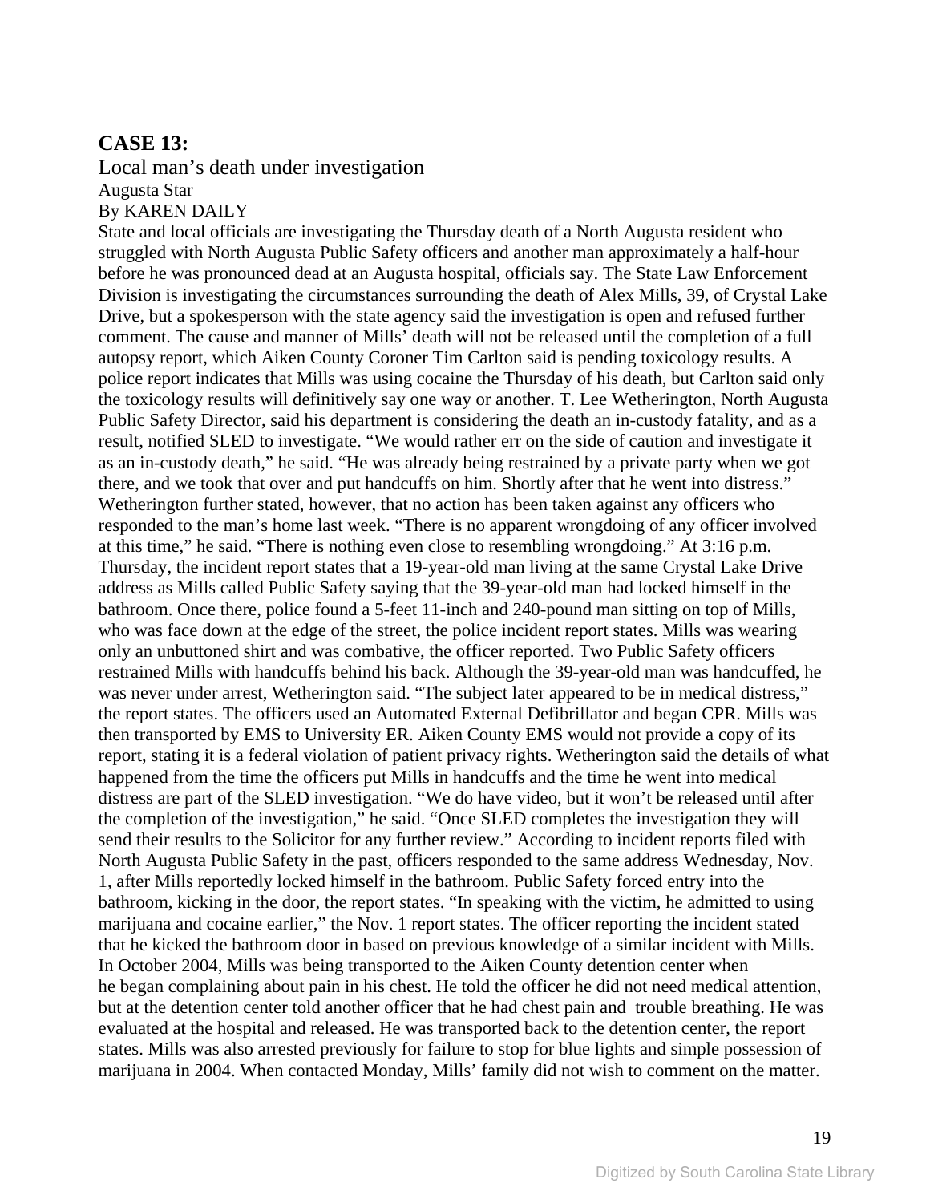**CASE 13:**

Local man's death under investigation

Augusta Star

By KAREN DAILY

State and local officials are investigating the Thursday death of a North Augusta resident who struggled with North Augusta Public Safety officers and another man approximately a half-hour before he was pronounced dead at an Augusta hospital, officials say. The State Law Enforcement Division is investigating the circumstances surrounding the death of Alex Mills, 39, of Crystal Lake Drive, but a spokesperson with the state agency said the investigation is open and refused further comment. The cause and manner of Mills' death will not be released until the completion of a full autopsy report, which Aiken County Coroner Tim Carlton said is pending toxicology results. A police report indicates that Mills was using cocaine the Thursday of his death, but Carlton said only the toxicology results will definitively say one way or another. T. Lee Wetherington, North Augusta Public Safety Director, said his department is considering the death an in-custody fatality, and as a result, notified SLED to investigate. "We would rather err on the side of caution and investigate it as an in-custody death," he said. "He was already being restrained by a private party when we got there, and we took that over and put handcuffs on him. Shortly after that he went into distress." Wetherington further stated, however, that no action has been taken against any officers who responded to the man's home last week. "There is no apparent wrongdoing of any officer involved at this time," he said. "There is nothing even close to resembling wrongdoing." At 3:16 p.m. Thursday, the incident report states that a 19-year-old man living at the same Crystal Lake Drive address as Mills called Public Safety saying that the 39-year-old man had locked himself in the bathroom. Once there, police found a 5-feet 11-inch and 240-pound man sitting on top of Mills, who was face down at the edge of the street, the police incident report states. Mills was wearing only an unbuttoned shirt and was combative, the officer reported. Two Public Safety officers restrained Mills with handcuffs behind his back. Although the 39-year-old man was handcuffed, he was never under arrest, Wetherington said. "The subject later appeared to be in medical distress," the report states. The officers used an Automated External Defibrillator and began CPR. Mills was then transported by EMS to University ER. Aiken County EMS would not provide a copy of its report, stating it is a federal violation of patient privacy rights. Wetherington said the details of what happened from the time the officers put Mills in handcuffs and the time he went into medical distress are part of the SLED investigation. "We do have video, but it won't be released until after the completion of the investigation," he said. "Once SLED completes the investigation they will send their results to the Solicitor for any further review." According to incident reports filed with North Augusta Public Safety in the past, officers responded to the same address Wednesday, Nov. 1, after Mills reportedly locked himself in the bathroom. Public Safety forced entry into the bathroom, kicking in the door, the report states. "In speaking with the victim, he admitted to using marijuana and cocaine earlier," the Nov. 1 report states. The officer reporting the incident stated that he kicked the bathroom door in based on previous knowledge of a similar incident with Mills. In October 2004, Mills was being transported to the Aiken County detention center when he began complaining about pain in his chest. He told the officer he did not need medical attention, but at the detention center told another officer that he had chest pain and trouble breathing. He was evaluated at the hospital and released. He was transported back to the detention center, the report states. Mills was also arrested previously for failure to stop for blue lights and simple possession of marijuana in 2004. When contacted Monday, Mills' family did not wish to comment on the matter.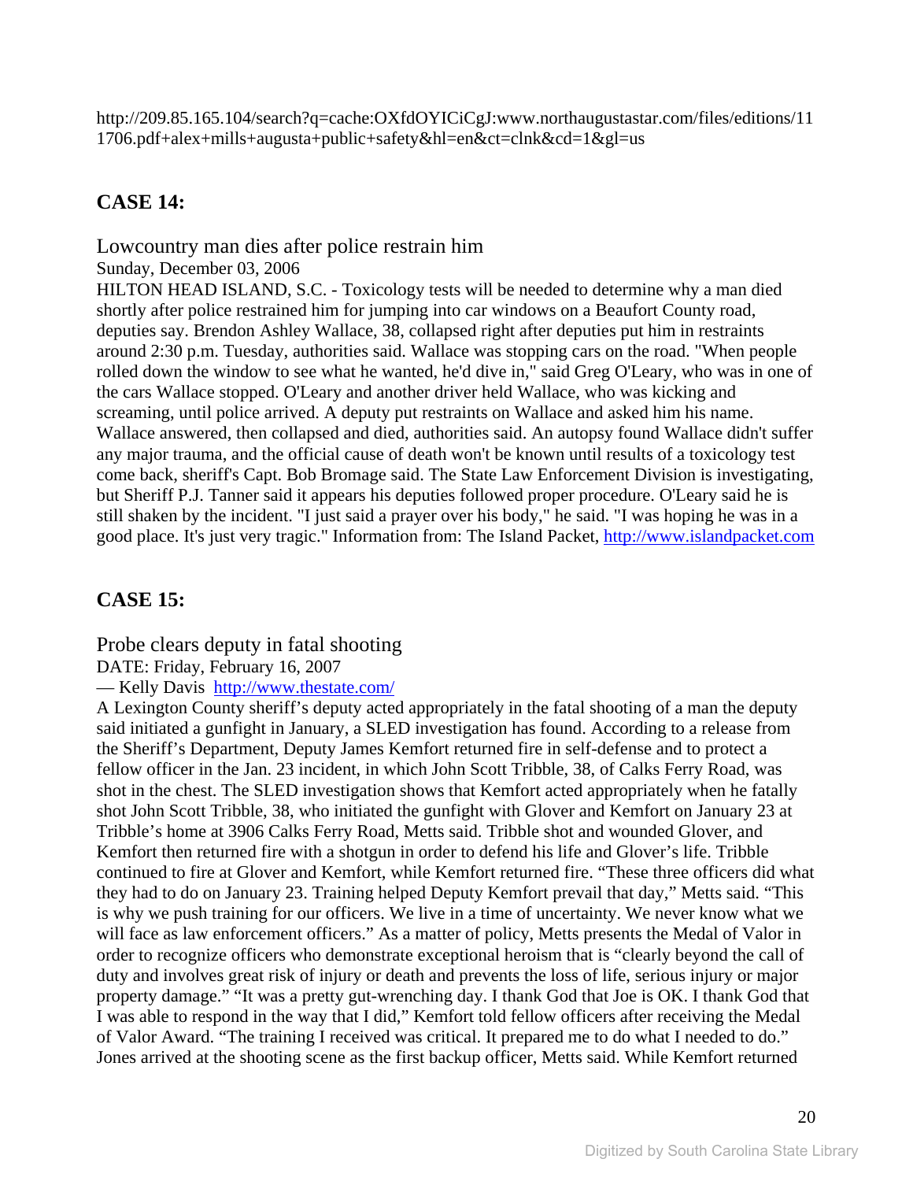http://209.85.165.104/search?q=cache:OXfdOYICiCgJ:www.northaugustastar.com/files/editions/111706.pdf+alex+mills+augusta+public+safety&hl=en&ct=clnk&cd=1&gl=us

## CASE 14:

Lowcountry man dies after police restrain him

Sunday, December 03, 2006

HILTON HEAD ISLAND, S.C. - Toxicology tests will be needed to determine why a man died shortly after police restrained him for jumping into car windows on a Beaufort County road, deputies say. Brendon Ashley Wallace, 38, collapsed right after deputies put him in restraints around 2:30 p.m. Tuesday, authorities said. Wallace was stopping cars on the road. "When people rolled down the window to see what he wanted, he'd dive in," said Greg O'Leary, who was in one of the cars Wallace stopped. O'Leary and another driver held Wallace, who was kicking and screaming, until police arrived. A deputy put restraints on Wallace and asked him his name. Wallace answered, then collapsed and died, authorities said. An autopsy found Wallace didn't suffer any major trauma, and the official cause of death won't be known until results of a toxicology test come back, sheriff's Capt. Bob Bromage said. The State Law Enforcement Division is investigating, but Sheriff P.J. Tanner said it appears his deputies followed proper procedure. O'Leary said he is still shaken by the incident. "I just said a prayer over his body," he said. "I was hoping he was in a good place. It's just very tragic." Information from: The Island Packet, http://www.islandpacket.com

## CASE 15:

Probe clears deputy in fatal shooting

DATE: Friday, February 16, 2007

— Kelly Davis http://www.thestate.com/

A Lexington County sheriff's deputy acted appropriately in the fatal shooting of a man the deputy said initiated a gunfight in January, a SLED investigation has found. According to a release from the Sheriff's Department, Deputy James Kemfort returned fire in self-defense and to protect a fellow officer in the Jan. 23 incident, in which John Scott Tribble, 38, of Calks Ferry Road, was shot in the chest. The SLED investigation shows that Kemfort acted appropriately when he fatally shot John Scott Tribble, 38, who initiated the gunfight with Glover and Kemfort on January 23 at Tribble's home at 3906 Calks Ferry Road, Metts said. Tribble shot and wounded Glover, and Kemfort then returned fire with a shotgun in order to defend his life and Glover's life. Tribble continued to fire at Glover and Kemfort, while Kemfort returned fire. "These three officers did what they had to do on January 23. Training helped Deputy Kemfort prevail that day," Metts said. "This is why we push training for our officers. We live in a time of uncertainty. We never know what we will face as law enforcement officers." As a matter of policy, Metts presents the Medal of Valor in order to recognize officers who demonstrate exceptional heroism that is "clearly beyond the call of duty and involves great risk of injury or death and prevents the loss of life, serious injury or major property damage." "It was a pretty gut-wrenching day. I thank God that Joe is OK. I thank God that I was able to respond in the way that I did," Kemfort told fellow officers after receiving the Medal of Valor Award. "The training I received was critical. It prepared me to do what I needed to do." Jones arrived at the shooting scene as the first backup officer, Metts said. While Kemfort returned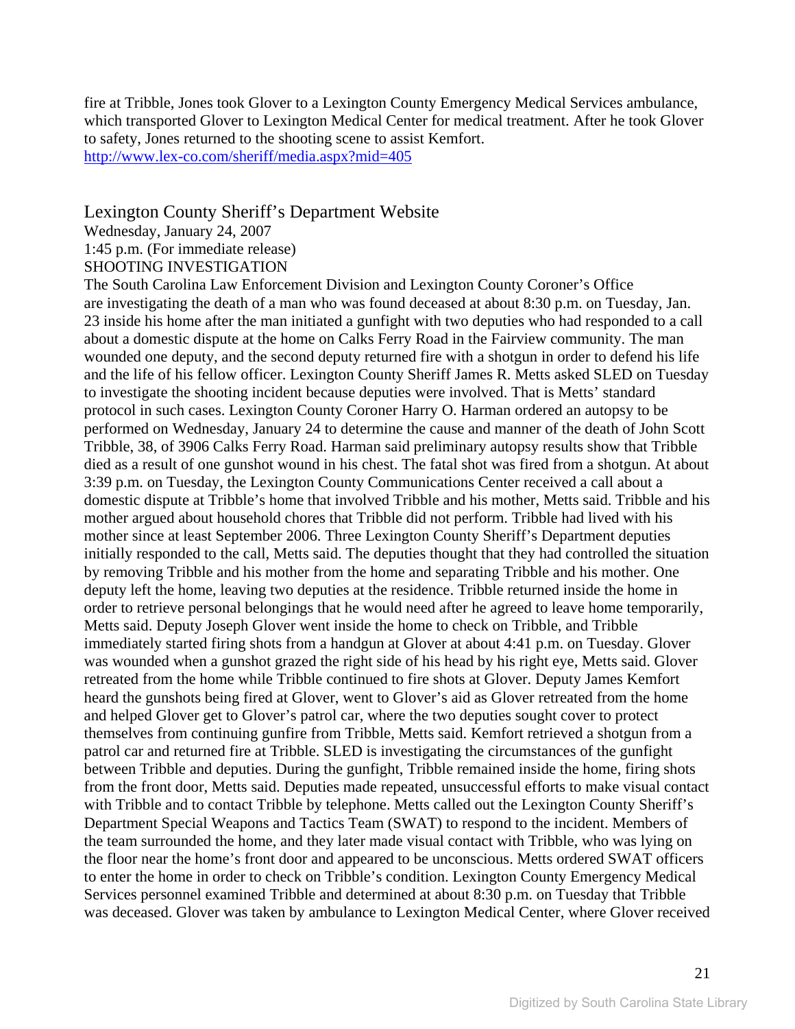fire at Tribble, Jones took Glover to a Lexington County Emergency Medical Services ambulance, which transported Glover to Lexington Medical Center for medical treatment. After he took Glover to safety, Jones returned to the shooting scene to assist Kemfort.
http://www.lex-co.com/sheriff/media.aspx?mid=405

## Lexington County Sheriff's Department Website

Wednesday, January 24, 2007
1:45 p.m. (For immediate release)
SHOOTING INVESTIGATION

The South Carolina Law Enforcement Division and Lexington County Coroner's Office are investigating the death of a man who was found deceased at about 8:30 p.m. on Tuesday, Jan. 23 inside his home after the man initiated a gunfight with two deputies who had responded to a call about a domestic dispute at the home on Calks Ferry Road in the Fairview community. The man wounded one deputy, and the second deputy returned fire with a shotgun in order to defend his life and the life of his fellow officer. Lexington County Sheriff James R. Metts asked SLED on Tuesday to investigate the shooting incident because deputies were involved. That is Metts' standard protocol in such cases. Lexington County Coroner Harry O. Harman ordered an autopsy to be performed on Wednesday, January 24 to determine the cause and manner of the death of John Scott Tribble, 38, of 3906 Calks Ferry Road. Harman said preliminary autopsy results show that Tribble died as a result of one gunshot wound in his chest. The fatal shot was fired from a shotgun. At about 3:39 p.m. on Tuesday, the Lexington County Communications Center received a call about a domestic dispute at Tribble's home that involved Tribble and his mother, Metts said. Tribble and his mother argued about household chores that Tribble did not perform. Tribble had lived with his mother since at least September 2006. Three Lexington County Sheriff's Department deputies initially responded to the call, Metts said. The deputies thought that they had controlled the situation by removing Tribble and his mother from the home and separating Tribble and his mother. One deputy left the home, leaving two deputies at the residence. Tribble returned inside the home in order to retrieve personal belongings that he would need after he agreed to leave home temporarily, Metts said. Deputy Joseph Glover went inside the home to check on Tribble, and Tribble immediately started firing shots from a handgun at Glover at about 4:41 p.m. on Tuesday. Glover was wounded when a gunshot grazed the right side of his head by his right eye, Metts said. Glover retreated from the home while Tribble continued to fire shots at Glover. Deputy James Kemfort heard the gunshots being fired at Glover, went to Glover's aid as Glover retreated from the home and helped Glover get to Glover's patrol car, where the two deputies sought cover to protect themselves from continuing gunfire from Tribble, Metts said. Kemfort retrieved a shotgun from a patrol car and returned fire at Tribble. SLED is investigating the circumstances of the gunfight between Tribble and deputies. During the gunfight, Tribble remained inside the home, firing shots from the front door, Metts said. Deputies made repeated, unsuccessful efforts to make visual contact with Tribble and to contact Tribble by telephone. Metts called out the Lexington County Sheriff's Department Special Weapons and Tactics Team (SWAT) to respond to the incident. Members of the team surrounded the home, and they later made visual contact with Tribble, who was lying on the floor near the home's front door and appeared to be unconscious. Metts ordered SWAT officers to enter the home in order to check on Tribble's condition. Lexington County Emergency Medical Services personnel examined Tribble and determined at about 8:30 p.m. on Tuesday that Tribble was deceased. Glover was taken by ambulance to Lexington Medical Center, where Glover received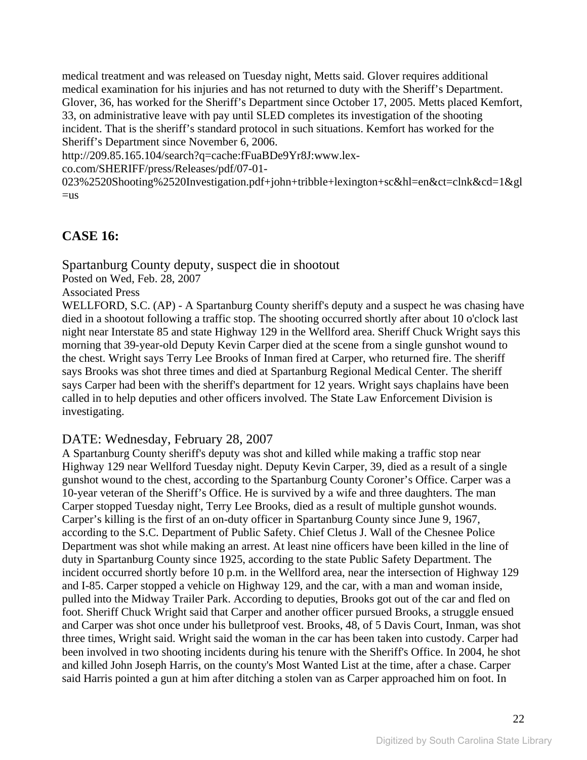medical treatment and was released on Tuesday night, Metts said. Glover requires additional medical examination for his injuries and has not returned to duty with the Sheriff's Department. Glover, 36, has worked for the Sheriff's Department since October 17, 2005. Metts placed Kemfort, 33, on administrative leave with pay until SLED completes its investigation of the shooting incident. That is the sheriff's standard protocol in such situations. Kemfort has worked for the Sheriff's Department since November 6, 2006.
http://209.85.165.104/search?q=cache:fFuaBDe9Yr8J:www.lex-co.com/SHERIFF/press/Releases/pdf/07-01-023%2520Shooting%2520Investigation.pdf+john+tribble+lexington+sc&hl=en&ct=clnk&cd=1&gl=us

## CASE 16:

### Spartanburg County deputy, suspect die in shootout

Posted on Wed, Feb. 28, 2007
Associated Press
WELLFORD, S.C. (AP) - A Spartanburg County sheriff's deputy and a suspect he was chasing have died in a shootout following a traffic stop. The shooting occurred shortly after about 10 o'clock last night near Interstate 85 and state Highway 129 in the Wellford area. Sheriff Chuck Wright says this morning that 39-year-old Deputy Kevin Carper died at the scene from a single gunshot wound to the chest. Wright says Terry Lee Brooks of Inman fired at Carper, who returned fire. The sheriff says Brooks was shot three times and died at Spartanburg Regional Medical Center. The sheriff says Carper had been with the sheriff's department for 12 years. Wright says chaplains have been called in to help deputies and other officers involved. The State Law Enforcement Division is investigating.

### DATE: Wednesday, February 28, 2007

A Spartanburg County sheriff's deputy was shot and killed while making a traffic stop near Highway 129 near Wellford Tuesday night. Deputy Kevin Carper, 39, died as a result of a single gunshot wound to the chest, according to the Spartanburg County Coroner's Office. Carper was a 10-year veteran of the Sheriff's Office. He is survived by a wife and three daughters. The man Carper stopped Tuesday night, Terry Lee Brooks, died as a result of multiple gunshot wounds. Carper's killing is the first of an on-duty officer in Spartanburg County since June 9, 1967, according to the S.C. Department of Public Safety. Chief Cletus J. Wall of the Chesnee Police Department was shot while making an arrest. At least nine officers have been killed in the line of duty in Spartanburg County since 1925, according to the state Public Safety Department. The incident occurred shortly before 10 p.m. in the Wellford area, near the intersection of Highway 129 and I-85. Carper stopped a vehicle on Highway 129, and the car, with a man and woman inside, pulled into the Midway Trailer Park. According to deputies, Brooks got out of the car and fled on foot. Sheriff Chuck Wright said that Carper and another officer pursued Brooks, a struggle ensued and Carper was shot once under his bulletproof vest. Brooks, 48, of 5 Davis Court, Inman, was shot three times, Wright said. Wright said the woman in the car has been taken into custody. Carper had been involved in two shooting incidents during his tenure with the Sheriff's Office. In 2004, he shot and killed John Joseph Harris, on the county's Most Wanted List at the time, after a chase. Carper said Harris pointed a gun at him after ditching a stolen van as Carper approached him on foot. In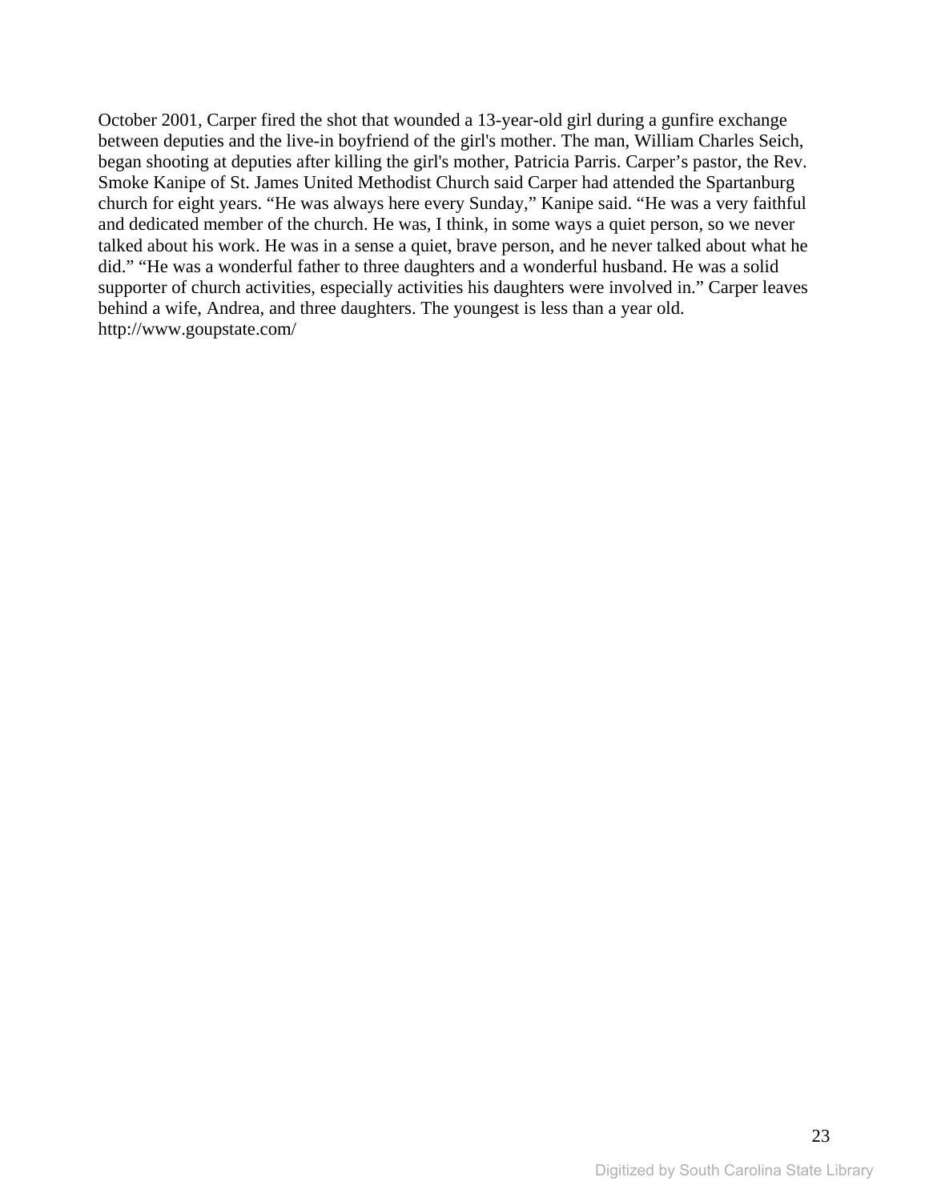October 2001, Carper fired the shot that wounded a 13-year-old girl during a gunfire exchange between deputies and the live-in boyfriend of the girl's mother. The man, William Charles Seich, began shooting at deputies after killing the girl's mother, Patricia Parris. Carper's pastor, the Rev. Smoke Kanipe of St. James United Methodist Church said Carper had attended the Spartanburg church for eight years. "He was always here every Sunday," Kanipe said. "He was a very faithful and dedicated member of the church. He was, I think, in some ways a quiet person, so we never talked about his work. He was in a sense a quiet, brave person, and he never talked about what he did." "He was a wonderful father to three daughters and a wonderful husband. He was a solid supporter of church activities, especially activities his daughters were involved in." Carper leaves behind a wife, Andrea, and three daughters. The youngest is less than a year old.
http://www.goupstate.com/